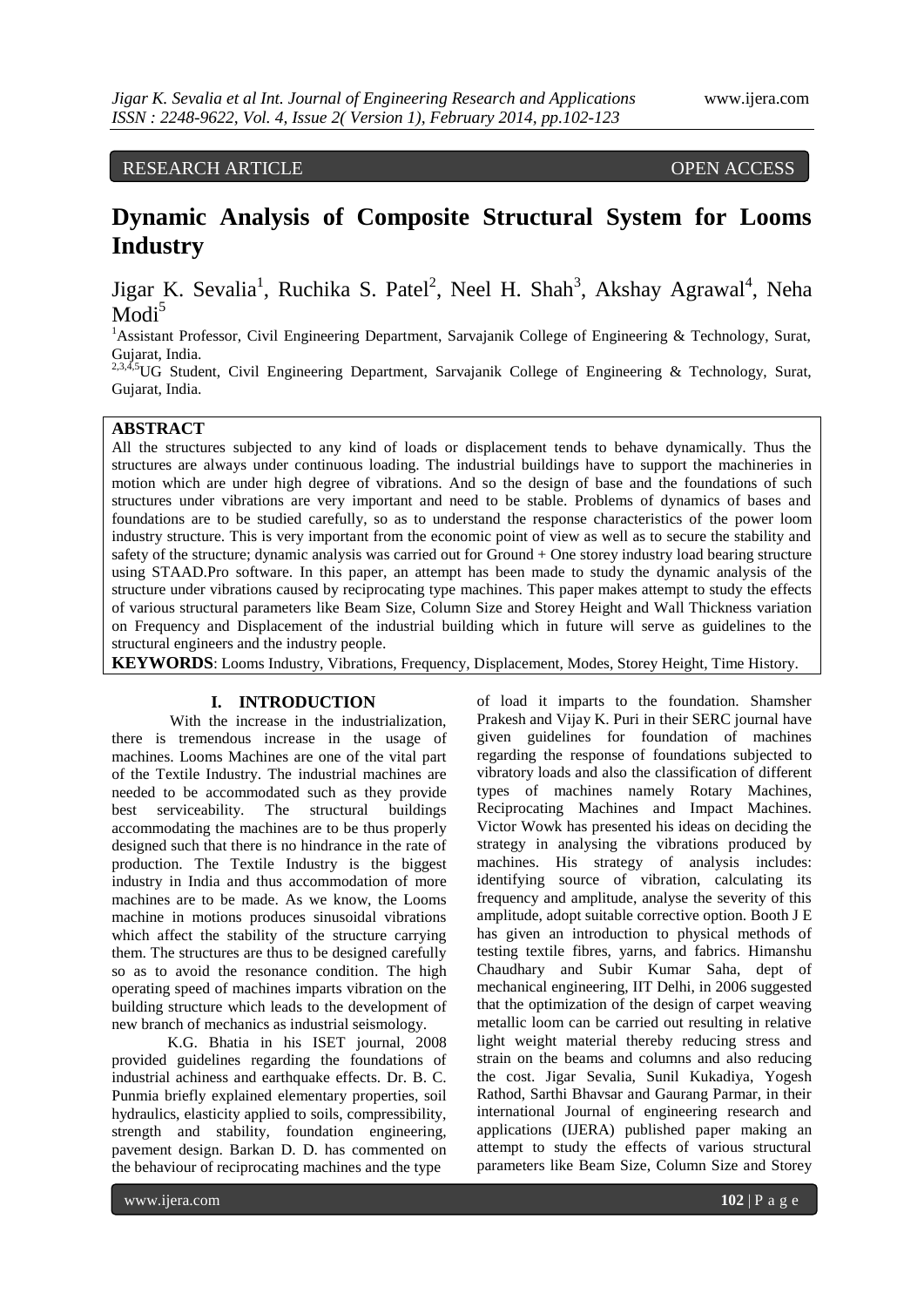RESEARCH ARTICLE OPEN ACCESS

# Dynamic Analysis of Composite Structural System for Looms Industry

Jigar K. Sevalia[1], Ruchika S. Patel[2], Neel H. Shah[3], Akshay Agrawal[4], Neha Modi[5]

[1]Assistant Professor, Civil Engineering Department, Sarvajanik College of Engineering & Technology, Surat, Gujarat, India.

[2,3,4,5]UG Student, Civil Engineering Department, Sarvajanik College of Engineering & Technology, Surat, Gujarat, India.

## ABSTRACT

All the structures subjected to any kind of loads or displacement tends to behave dynamically. Thus the structures are always under continuous loading. The industrial buildings have to support the machineries in motion which are under high degree of vibrations. And so the design of base and the foundations of such structures under vibrations are very important and need to be stable. Problems of dynamics of bases and foundations are to be studied carefully, so as to understand the response characteristics of the power loom industry structure. This is very important from the economic point of view as well as to secure the stability and safety of the structure; dynamic analysis was carried out for Ground + One storey industry load bearing structure using STAAD.Pro software. In this paper, an attempt has been made to study the dynamic analysis of the structure under vibrations caused by reciprocating type machines. This paper makes attempt to study the effects of various structural parameters like Beam Size, Column Size and Storey Height and Wall Thickness variation on Frequency and Displacement of the industrial building which in future will serve as guidelines to the structural engineers and the industry people.

**KEYWORDS**: Looms Industry, Vibrations, Frequency, Displacement, Modes, Storey Height, Time History.

## I. INTRODUCTION

With the increase in the industrialization, there is tremendous increase in the usage of machines. Looms Machines are one of the vital part of the Textile Industry. The industrial machines are needed to be accommodated such as they provide best serviceability. The structural buildings accommodating the machines are to be thus properly designed such that there is no hindrance in the rate of production. The Textile Industry is the biggest industry in India and thus accommodation of more machines are to be made. As we know, the Looms machine in motions produces sinusoidal vibrations which affect the stability of the structure carrying them. The structures are thus to be designed carefully so as to avoid the resonance condition. The high operating speed of machines imparts vibration on the building structure which leads to the development of new branch of mechanics as industrial seismology.

K.G. Bhatia in his ISET journal, 2008 provided guidelines regarding the foundations of industrial achiness and earthquake effects. Dr. B. C. Punmia briefly explained elementary properties, soil hydraulics, elasticity applied to soils, compressibility, strength and stability, foundation engineering, pavement design. Barkan D. D. has commented on the behaviour of reciprocating machines and the type of load it imparts to the foundation. Shamsher Prakesh and Vijay K. Puri in their SERC journal have given guidelines for foundation of machines regarding the response of foundations subjected to vibratory loads and also the classification of different types of machines namely Rotary Machines, Reciprocating Machines and Impact Machines. Victor Wowk has presented his ideas on deciding the strategy in analysing the vibrations produced by machines. His strategy of analysis includes: identifying source of vibration, calculating its frequency and amplitude, analyse the severity of this amplitude, adopt suitable corrective option. Booth J E has given an introduction to physical methods of testing textile fibres, yarns, and fabrics. Himanshu Chaudhary and Subir Kumar Saha, dept of mechanical engineering, IIT Delhi, in 2006 suggested that the optimization of the design of carpet weaving metallic loom can be carried out resulting in relative light weight material thereby reducing stress and strain on the beams and columns and also reducing the cost. Jigar Sevalia, Sunil Kukadiya, Yogesh Rathod, Sarthi Bhavsar and Gaurang Parmar, in their international Journal of engineering research and applications (IJERA) published paper making an attempt to study the effects of various structural parameters like Beam Size, Column Size and Storey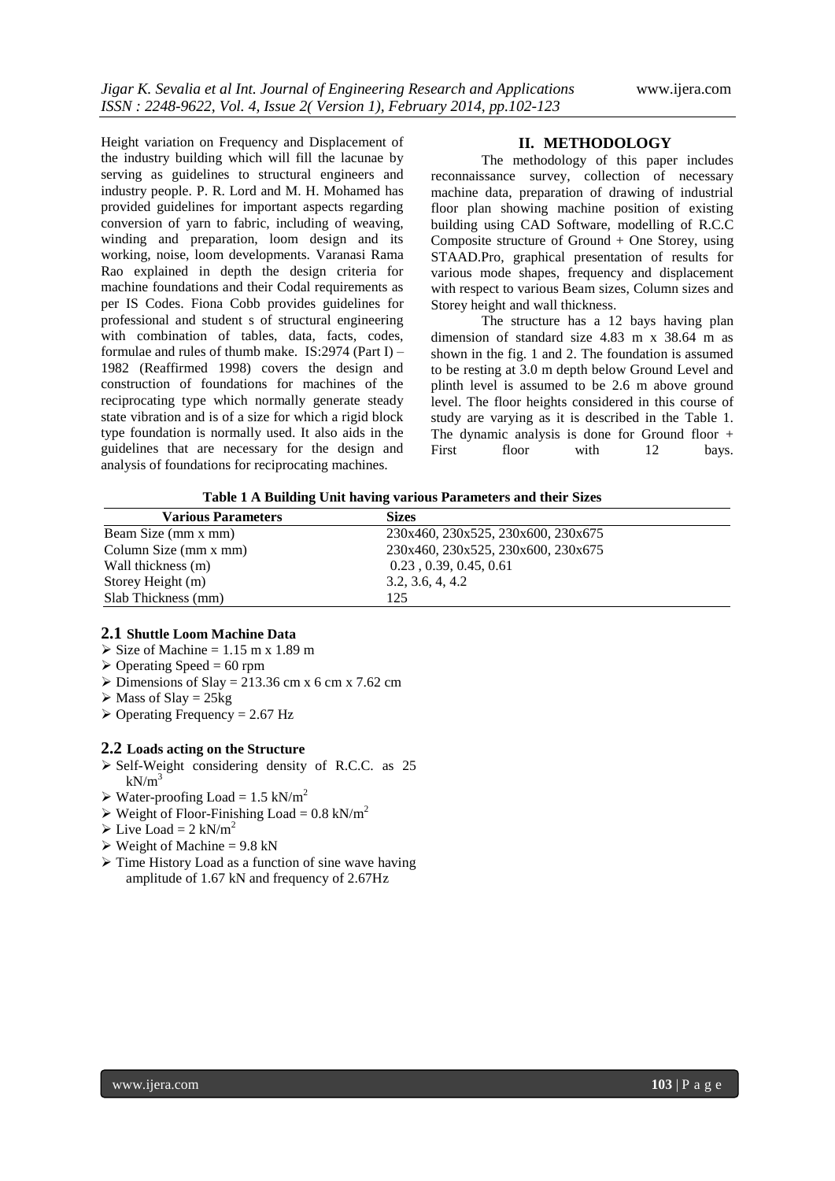Height variation on Frequency and Displacement of the industry building which will fill the lacunae by serving as guidelines to structural engineers and industry people. P. R. Lord and M. H. Mohamed has provided guidelines for important aspects regarding conversion of yarn to fabric, including of weaving, winding and preparation, loom design and its working, noise, loom developments. Varanasi Rama Rao explained in depth the design criteria for machine foundations and their Codal requirements as per IS Codes. Fiona Cobb provides guidelines for professional and student s of structural engineering with combination of tables, data, facts, codes, formulae and rules of thumb make. IS:2974 (Part I) – 1982 (Reaffirmed 1998) covers the design and construction of foundations for machines of the reciprocating type which normally generate steady state vibration and is of a size for which a rigid block type foundation is normally used. It also aids in the guidelines that are necessary for the design and analysis of foundations for reciprocating machines.

## II. METHODOLOGY

The methodology of this paper includes reconnaissance survey, collection of necessary machine data, preparation of drawing of industrial floor plan showing machine position of existing building using CAD Software, modelling of R.C.C Composite structure of Ground + One Storey, using STAAD.Pro, graphical presentation of results for various mode shapes, frequency and displacement with respect to various Beam sizes, Column sizes and Storey height and wall thickness.

The structure has a 12 bays having plan dimension of standard size 4.83 m x 38.64 m as shown in the fig. 1 and 2. The foundation is assumed to be resting at 3.0 m depth below Ground Level and plinth level is assumed to be 2.6 m above ground level. The floor heights considered in this course of study are varying as it is described in the Table 1. The dynamic analysis is done for Ground floor + First floor with 12 bays.

**Table 1 A Building Unit having various Parameters and their Sizes**

| Various Parameters | Sizes |
|---|---|
| Beam Size (mm x mm) | 230x460, 230x525, 230x600, 230x675 |
| Column Size (mm x mm) | 230x460, 230x525, 230x600, 230x675 |
| Wall thickness (m) | 0.23 , 0.39, 0.45, 0.61 |
| Storey Height (m) | 3.2, 3.6, 4, 4.2 |
| Slab Thickness (mm) | 125 |

### 2.1 Shuttle Loom Machine Data

- Size of Machine = 1.15 m x 1.89 m
- Operating Speed = 60 rpm
- Dimensions of Slay = 213.36 cm x 6 cm x 7.62 cm
- Mass of Slay = 25kg
- Operating Frequency = 2.67 Hz

### 2.2 Loads acting on the Structure

- Self-Weight considering density of R.C.C. as 25 $kN/m^3$
- Water-proofing Load = 1.5 $kN/m^2$
- Weight of Floor-Finishing Load = 0.8 $kN/m^2$
- Live Load = 2 $kN/m^2$
- Weight of Machine = 9.8 kN
- Time History Load as a function of sine wave having amplitude of 1.67 kN and frequency of 2.67Hz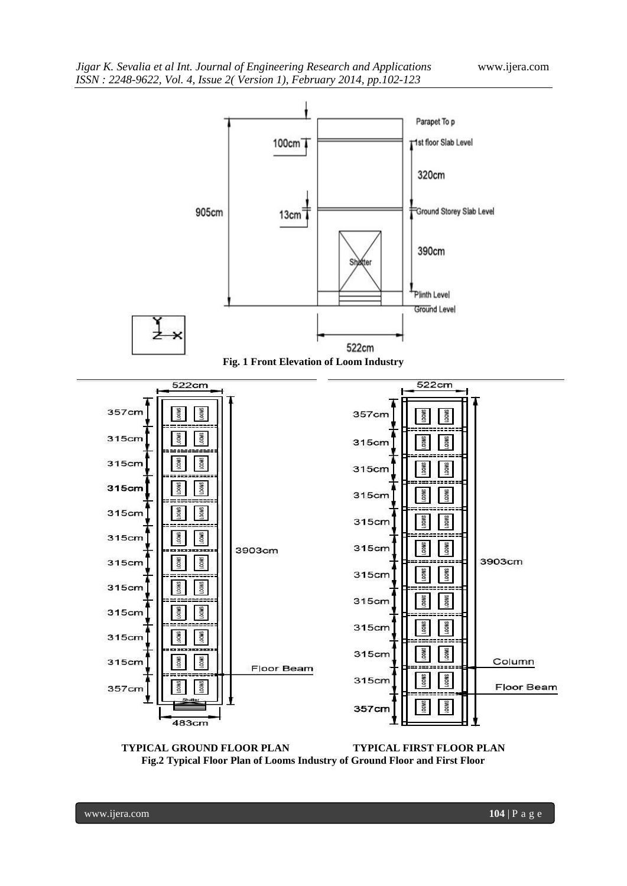Parapet To p

1st floor Slab Level

100cm

320cm

905cm

13cm

Ground Storey Slab Level

390cm

Shutter

Plinth Level

Ground Level

522cm

**Fig. 1 Front Elevation of Loom Industry**

522cm

357cm

315cm

315cm

315cm

315cm

315cm

315cm

315cm

315cm

315cm

315cm

357cm

3903cm

Floor Beam

483cm

522cm

357cm

315cm

315cm

315cm

315cm

315cm

315cm

315cm

315cm

315cm

315cm

357cm

3903cm

Column

Floor Beam

**TYPICAL GROUND FLOOR PLAN** **TYPICAL FIRST FLOOR PLAN**

**Fig.2 Typical Floor Plan of Looms Industry of Ground Floor and First Floor**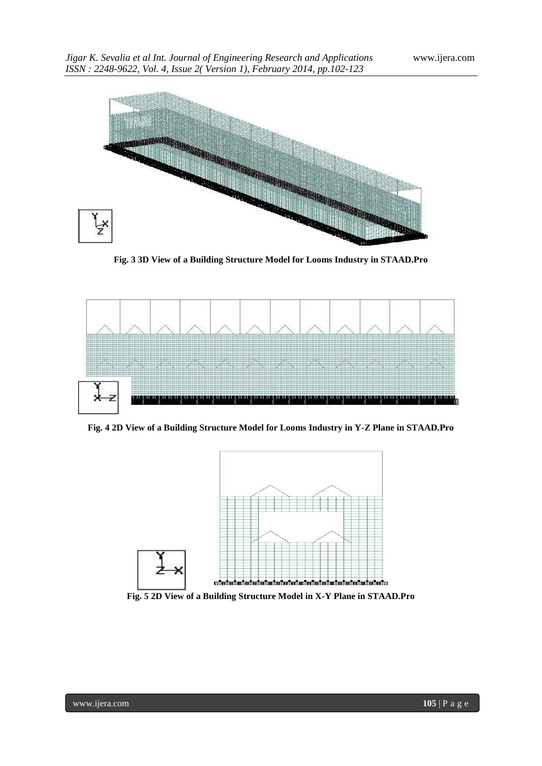Fig. 3 3D View of a Building Structure Model for Looms Industry in STAAD.Pro

Fig. 4 2D View of a Building Structure Model for Looms Industry in Y-Z Plane in STAAD.Pro

Fig. 5 2D View of a Building Structure Model in X-Y Plane in STAAD.Pro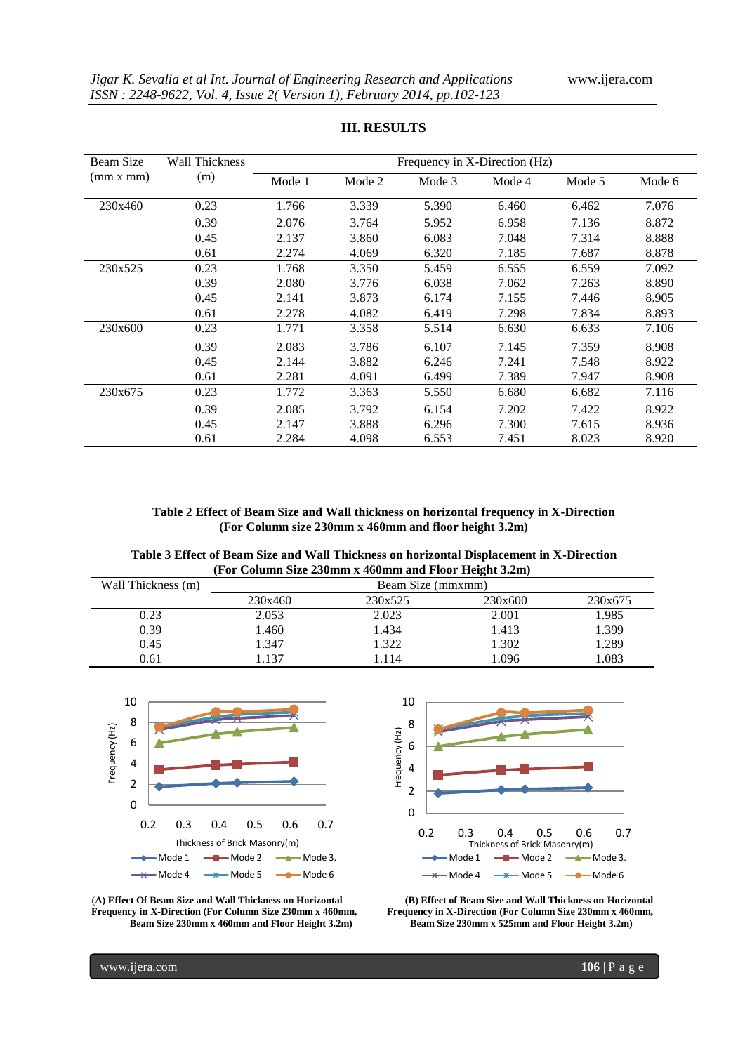## III. RESULTS

| Beam Size (mm x mm) | Wall Thickness (m) | Frequency in X-Direction (Hz) | | | | | |
|---|---|---|---|---|---|---|---|
| | | Mode 1 | Mode 2 | Mode 3 | Mode 4 | Mode 5 | Mode 6 |
| 230x460 | 0.23 | 1.766 | 3.339 | 5.390 | 6.460 | 6.462 | 7.076 |
| | 0.39 | 2.076 | 3.764 | 5.952 | 6.958 | 7.136 | 8.872 |
| | 0.45 | 2.137 | 3.860 | 6.083 | 7.048 | 7.314 | 8.888 |
| | 0.61 | 2.274 | 4.069 | 6.320 | 7.185 | 7.687 | 8.878 |
| 230x525 | 0.23 | 1.768 | 3.350 | 5.459 | 6.555 | 6.559 | 7.092 |
| | 0.39 | 2.080 | 3.776 | 6.038 | 7.062 | 7.263 | 8.890 |
| | 0.45 | 2.141 | 3.873 | 6.174 | 7.155 | 7.446 | 8.905 |
| | 0.61 | 2.278 | 4.082 | 6.419 | 7.298 | 7.834 | 8.893 |
| 230x600 | 0.23 | 1.771 | 3.358 | 5.514 | 6.630 | 6.633 | 7.106 |
| | 0.39 | 2.083 | 3.786 | 6.107 | 7.145 | 7.359 | 8.908 |
| | 0.45 | 2.144 | 3.882 | 6.246 | 7.241 | 7.548 | 8.922 |
| | 0.61 | 2.281 | 4.091 | 6.499 | 7.389 | 7.947 | 8.908 |
| 230x675 | 0.23 | 1.772 | 3.363 | 5.550 | 6.680 | 6.682 | 7.116 |
| | 0.39 | 2.085 | 3.792 | 6.154 | 7.202 | 7.422 | 8.922 |
| | 0.45 | 2.147 | 3.888 | 6.296 | 7.300 | 7.615 | 8.936 |
| | 0.61 | 2.284 | 4.098 | 6.553 | 7.451 | 8.023 | 8.920 |

**Table 2 Effect of Beam Size and Wall thickness on horizontal frequency in X-Direction (For Column size 230mm x 460mm and floor height 3.2m)**

**Table 3 Effect of Beam Size and Wall Thickness on horizontal Displacement in X-Direction (For Column Size 230mm x 460mm and Floor Height 3.2m)**

| Wall Thickness (m) | Beam Size (mmxmm) | | | |
|---|---|---|---|---|
| | 230x460 | 230x525 | 230x600 | 230x675 |
| 0.23 | 2.053 | 2.023 | 2.001 | 1.985 |
| 0.39 | 1.460 | 1.434 | 1.413 | 1.399 |
| 0.45 | 1.347 | 1.322 | 1.302 | 1.289 |
| 0.61 | 1.137 | 1.114 | 1.096 | 1.083 |

10
8
6
4
2
0
Frequency (Hz)
0.2 0.3 0.4 0.5 0.6 0.7
Thickness of Brick Masonry(m)
Mode 1 Mode 2 Mode 3. Mode 4 Mode 5 Mode 6

(**A) Effect Of Beam Size and Wall Thickness on Horizontal Frequency in X-Direction (For Column Size 230mm x 460mm, Beam Size 230mm x 460mm and Floor Height 3.2m)**

10
8
6
4
2
0
Frequency (Hz)
0.2 0.3 0.4 0.5 0.6 0.7
Thickness of Brick Masonry(m)
Mode 1 Mode 2 Mode 3. Mode 4 Mode 5 Mode 6

**(B) Effect of Beam Size and Wall Thickness on Horizontal Frequency in X-Direction (For Column Size 230mm x 460mm, Beam Size 230mm x 525mm and Floor Height 3.2m)**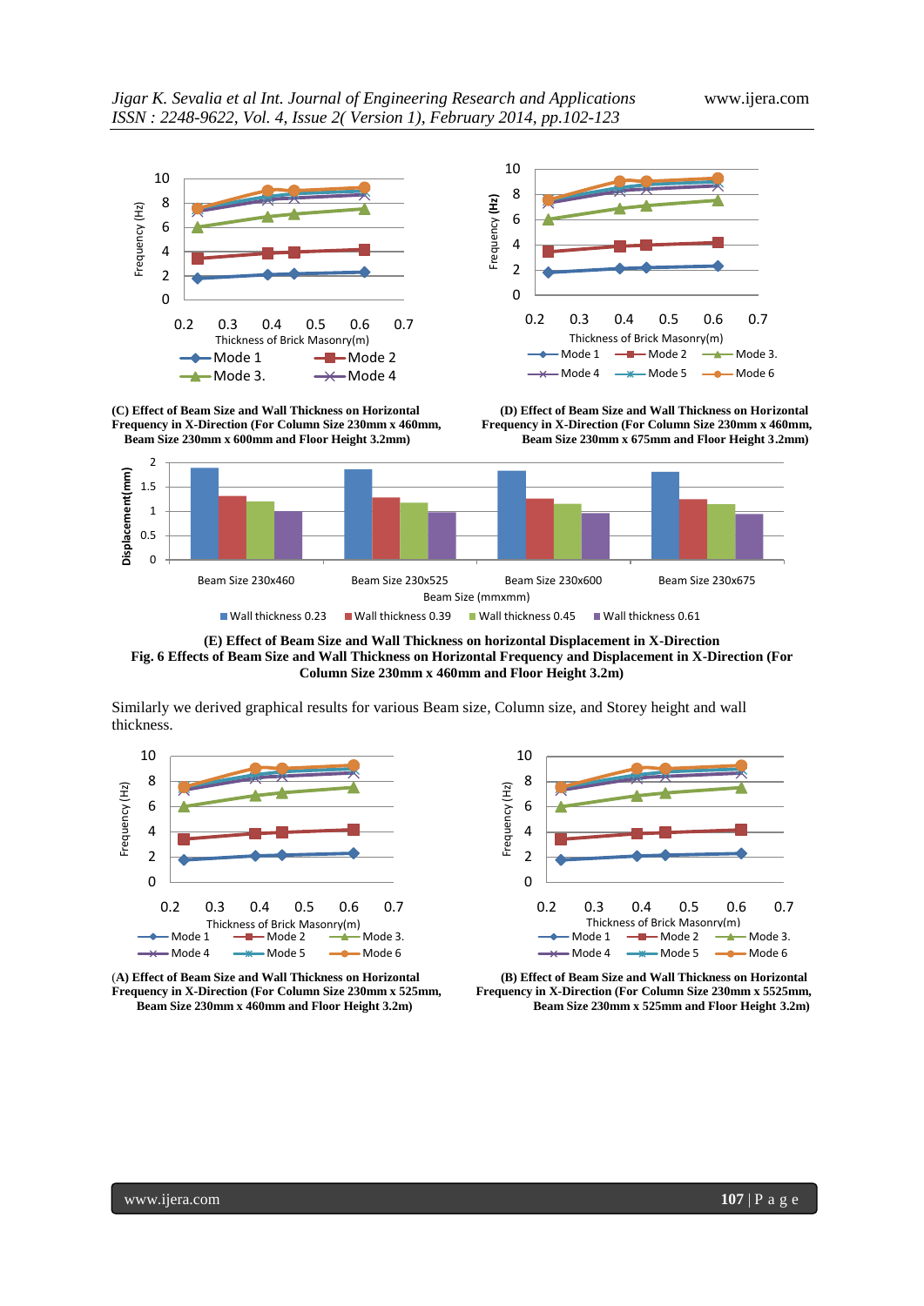10
8
6
4
2
0
Frequency (Hz)
0.2 0.3 0.4 0.5 0.6 0.7
Thickness of Brick Masonry(m)
Mode 1 Mode 2 Mode 3. Mode 4

**(C) Effect of Beam Size and Wall Thickness on Horizontal Frequency in X-Direction (For Column Size 230mm x 460mm, Beam Size 230mm x 600mm and Floor Height 3.2mm)**

10
8
6
4
2
0
Frequency (Hz)
0.2 0.3 0.4 0.5 0.6 0.7
Thickness of Brick Masonry(m)
Mode 1 Mode 2 Mode 3. Mode 4 Mode 5 Mode 6

**(D) Effect of Beam Size and Wall Thickness on Horizontal Frequency in X-Direction (For Column Size 230mm x 460mm, Beam Size 230mm x 675mm and Floor Height 3.2mm)**

2
1.5
1
0.5
0
Displacement(mm)
Beam Size 230x460 Beam Size 230x525 Beam Size 230x600 Beam Size 230x675
Beam Size (mmxmm)
Wall thickness 0.23 Wall thickness 0.39 Wall thickness 0.45 Wall thickness 0.61

**(E) Effect of Beam Size and Wall Thickness on horizontal Displacement in X-Direction**

**Fig. 6 Effects of Beam Size and Wall Thickness on Horizontal Frequency and Displacement in X-Direction (For Column Size 230mm x 460mm and Floor Height 3.2m)**

Similarly we derived graphical results for various Beam size, Column size, and Storey height and wall thickness.

10
8
6
4
2
0
Frequency (Hz)
0.2 0.3 0.4 0.5 0.6 0.7
Thickness of Brick Masonry(m)
Mode 1 Mode 2 Mode 3. Mode 4 Mode 5 Mode 6

**(A) Effect of Beam Size and Wall Thickness on Horizontal Frequency in X-Direction (For Column Size 230mm x 525mm, Beam Size 230mm x 460mm and Floor Height 3.2m)**

10
8
6
4
2
0
Frequency (Hz)
0.2 0.3 0.4 0.5 0.6 0.7
Thickness of Brick Masonry(m)
Mode 1 Mode 2 Mode 3. Mode 4 Mode 5 Mode 6

**(B) Effect of Beam Size and Wall Thickness on Horizontal Frequency in X-Direction (For Column Size 230mm x 5525mm, Beam Size 230mm x 525mm and Floor Height 3.2m)**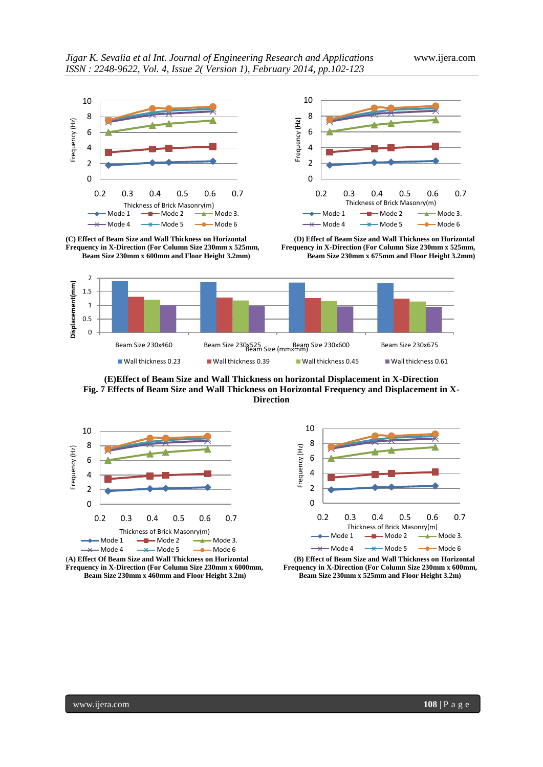10
8
6
4
2
0
0.2 0.3 0.4 0.5 0.6 0.7
Frequency (Hz)
Thickness of Brick Masonry(m)
Mode 1 Mode 2 Mode 3.
Mode 4 Mode 5 Mode 6

**(C) Effect of Beam Size and Wall Thickness on Horizontal Frequency in X-Direction (For Column Size 230mm x 525mm, Beam Size 230mm x 600mm and Floor Height 3.2mm)**

10
8
6
4
2
0
0.2 0.3 0.4 0.5 0.6 0.7
Frequency (Hz)
Thickness of Brick Masonry(m)
Mode 1 Mode 2 Mode 3.
Mode 4 Mode 5 Mode 6

**(D) Effect of Beam Size and Wall Thickness on Horizontal Frequency in X-Direction (For Column Size 230mm x 525mm, Beam Size 230mm x 675mm and Floor Height 3.2mm)**

2
1.5
1
0.5
0
Displacement(mm)
Beam Size 230x460 Beam Size 230x525 Beam Size 230x600 Beam Size 230x675
Beam Size (mmxmm)
Wall thickness 0.23 Wall thickness 0.39 Wall thickness 0.45 Wall thickness 0.61

**(E)Effect of Beam Size and Wall Thickness on horizontal Displacement in X-Direction**

**Fig. 7 Effects of Beam Size and Wall Thickness on Horizontal Frequency and Displacement in X-Direction**

10
8
6
4
2
0
0.2 0.3 0.4 0.5 0.6 0.7
Frequency (Hz)
Thickness of Brick Masonry(m)
Mode 1 Mode 2 Mode 3.
Mode 4 Mode 5 Mode 6

**(A) Effect Of Beam Size and Wall Thickness on Horizontal Frequency in X-Direction (For Column Size 230mm x 6000mm, Beam Size 230mm x 460mm and Floor Height 3.2m)**

10
8
6
4
2
0
0.2 0.3 0.4 0.5 0.6 0.7
Frequency (Hz)
Thickness of Brick Masonry(m)
Mode 1 Mode 2 Mode 3.
Mode 4 Mode 5 Mode 6

**(B) Effect of Beam Size and Wall Thickness on Horizontal Frequency in X-Direction (For Column Size 230mm x 600mm, Beam Size 230mm x 525mm and Floor Height 3.2m)**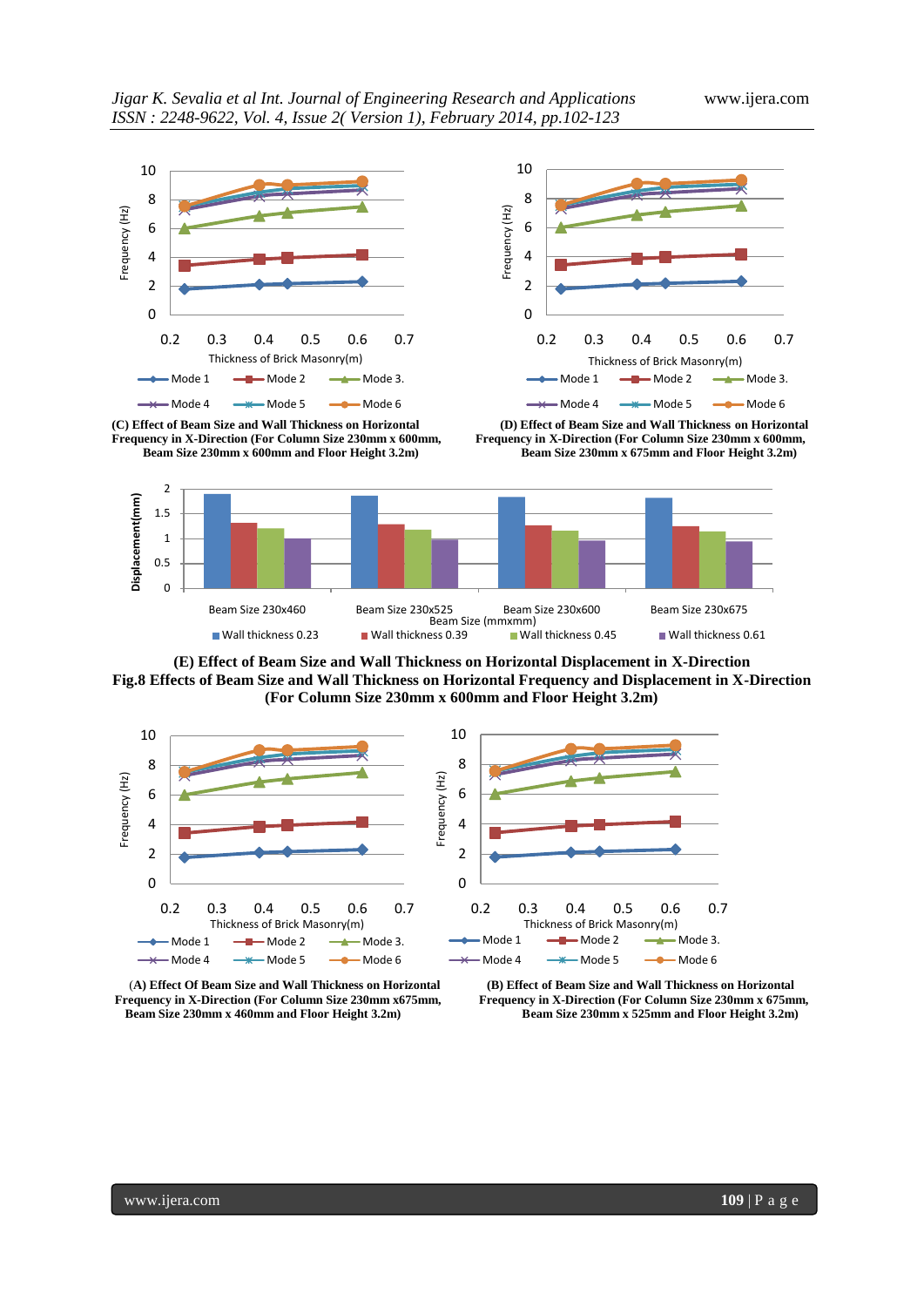10
8
6
4
2
0
Frequency (Hz)
0.2 0.3 0.4 0.5 0.6 0.7
Thickness of Brick Masonry(m)
Mode 1 Mode 2 Mode 3.
Mode 4 Mode 5 Mode 6

**(C) Effect of Beam Size and Wall Thickness on Horizontal Frequency in X-Direction (For Column Size 230mm x 600mm, Beam Size 230mm x 600mm and Floor Height 3.2m)**

10
8
6
4
2
0
Frequency (Hz)
0.2 0.3 0.4 0.5 0.6 0.7
Thickness of Brick Masonry(m)
Mode 1 Mode 2 Mode 3.
Mode 4 Mode 5 Mode 6

**(D) Effect of Beam Size and Wall Thickness on Horizontal Frequency in X-Direction (For Column Size 230mm x 600mm, Beam Size 230mm x 675mm and Floor Height 3.2m)**

2
1.5
1
0.5
0
Displacement(mm)
Beam Size 230x460 Beam Size 230x525 Beam Size 230x600 Beam Size 230x675
Beam Size (mmxmm)
Wall thickness 0.23 Wall thickness 0.39 Wall thickness 0.45 Wall thickness 0.61

**(E) Effect of Beam Size and Wall Thickness on Horizontal Displacement in X-Direction**

**Fig.8 Effects of Beam Size and Wall Thickness on Horizontal Frequency and Displacement in X-Direction (For Column Size 230mm x 600mm and Floor Height 3.2m)**

10
8
6
4
2
0
Frequency (Hz)
0.2 0.3 0.4 0.5 0.6 0.7
Thickness of Brick Masonry(m)
Mode 1 Mode 2 Mode 3.
Mode 4 Mode 5 Mode 6

**(A) Effect Of Beam Size and Wall Thickness on Horizontal Frequency in X-Direction (For Column Size 230mm x675mm, Beam Size 230mm x 460mm and Floor Height 3.2m)**

10
8
6
4
2
0
Frequency (Hz)
0.2 0.3 0.4 0.5 0.6 0.7
Thickness of Brick Masonry(m)
Mode 1 Mode 2 Mode 3.
Mode 4 Mode 5 Mode 6

**(B) Effect of Beam Size and Wall Thickness on Horizontal Frequency in X-Direction (For Column Size 230mm x 675mm, Beam Size 230mm x 525mm and Floor Height 3.2m)**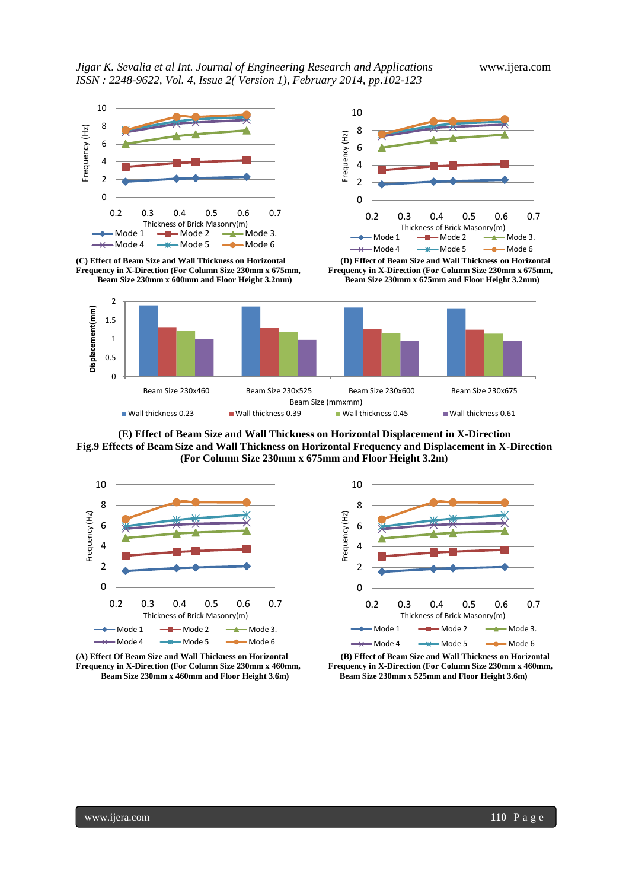10
8
6
4
2
0
0.2 0.3 0.4 0.5 0.6 0.7
Frequency (Hz)
Thickness of Brick Masonry(m)
Mode 1 Mode 2 Mode 3. Mode 4 Mode 5 Mode 6

**(C) Effect of Beam Size and Wall Thickness on Horizontal Frequency in X-Direction (For Column Size 230mm x 675mm, Beam Size 230mm x 600mm and Floor Height 3.2mm)**

10
8
6
4
2
0
0.2 0.3 0.4 0.5 0.6 0.7
Frequency (Hz)
Thickness of Brick Masonry(m)
Mode 1 Mode 2 Mode 3. Mode 4 Mode 5 Mode 6

**(D) Effect of Beam Size and Wall Thickness on Horizontal Frequency in X-Direction (For Column Size 230mm x 675mm, Beam Size 230mm x 675mm and Floor Height 3.2mm)**

2
1.5
1
0.5
0
Displacement(mm)
Beam Size 230x460 Beam Size 230x525 Beam Size 230x600 Beam Size 230x675
Beam Size (mmxmm)
Wall thickness 0.23 Wall thickness 0.39 Wall thickness 0.45 Wall thickness 0.61

**(E) Effect of Beam Size and Wall Thickness on Horizontal Displacement in X-Direction**

**Fig.9 Effects of Beam Size and Wall Thickness on Horizontal Frequency and Displacement in X-Direction (For Column Size 230mm x 675mm and Floor Height 3.2m)**

10
8
6
4
2
0
0.2 0.3 0.4 0.5 0.6 0.7
Frequency (Hz)
Thickness of Brick Masonry(m)
Mode 1 Mode 2 Mode 3. Mode 4 Mode 5 Mode 6

**(A) Effect Of Beam Size and Wall Thickness on Horizontal Frequency in X-Direction (For Column Size 230mm x 460mm, Beam Size 230mm x 460mm and Floor Height 3.6m)**

10
8
6
4
2
0
0.2 0.3 0.4 0.5 0.6 0.7
Frequency (Hz)
Thickness of Brick Masonry(m)
Mode 1 Mode 2 Mode 3. Mode 4 Mode 5 Mode 6

**(B) Effect of Beam Size and Wall Thickness on Horizontal Frequency in X-Direction (For Column Size 230mm x 460mm, Beam Size 230mm x 525mm and Floor Height 3.6m)**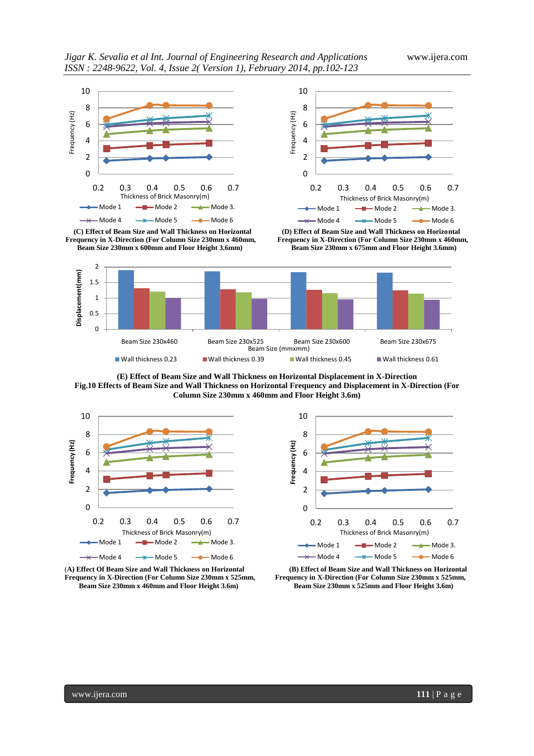10
8
6
4
2
0
0.2 0.3 0.4 0.5 0.6 0.7
Frequency (Hz)
Thickness of Brick Masonry(m)
Mode 1 Mode 2 Mode 3.
Mode 4 Mode 5 Mode 6

**(C) Effect of Beam Size and Wall Thickness on Horizontal Frequency in X-Direction (For Column Size 230mm x 460mm, Beam Size 230mm x 600mm and Floor Height 3.6mm)**

10
8
6
4
2
0
0.2 0.3 0.4 0.5 0.6 0.7
Frequency (Hz)
Thickness of Brick Masonry(m)
Mode 1 Mode 2 Mode 3.
Mode 4 Mode 5 Mode 6

**(D) Effect of Beam Size and Wall Thickness on Horizontal Frequency in X-Direction (For Column Size 230mm x 460mm, Beam Size 230mm x 675mm and Floor Height 3.6mm)**

2
1.5
1
0.5
0
Displacement(mm)
Beam Size 230x460 Beam Size 230x525 Beam Size 230x600 Beam Size 230x675
Beam Size (mmxmm)
Wall thickness 0.23 Wall thickness 0.39 Wall thickness 0.45 Wall thickness 0.61

**(E) Effect of Beam Size and Wall Thickness on Horizontal Displacement in X-Direction**

**Fig.10 Effects of Beam Size and Wall Thickness on Horizontal Frequency and Displacement in X-Direction (For Column Size 230mm x 460mm and Floor Height 3.6m)**

10
8
6
4
2
0
0.2 0.3 0.4 0.5 0.6 0.7
Frequency (Hz)
Thickness of Brick Masonry(m)
Mode 1 Mode 2 Mode 3.
Mode 4 Mode 5 Mode 6

**(A) Effect Of Beam Size and Wall Thickness on Horizontal Frequency in X-Direction (For Column Size 230mm x 525mm, Beam Size 230mm x 460mm and Floor Height 3.6m)**

10
8
6
4
2
0
0.2 0.3 0.4 0.5 0.6 0.7
Frequency (Hz)
Thickness of Brick Masonry(m)
Mode 1 Mode 2 Mode 3.
Mode 4 Mode 5 Mode 6

**(B) Effect of Beam Size and Wall Thickness on Horizontal Frequency in X-Direction (For Column Size 230mm x 525mm, Beam Size 230mm x 525mm and Floor Height 3.6m)**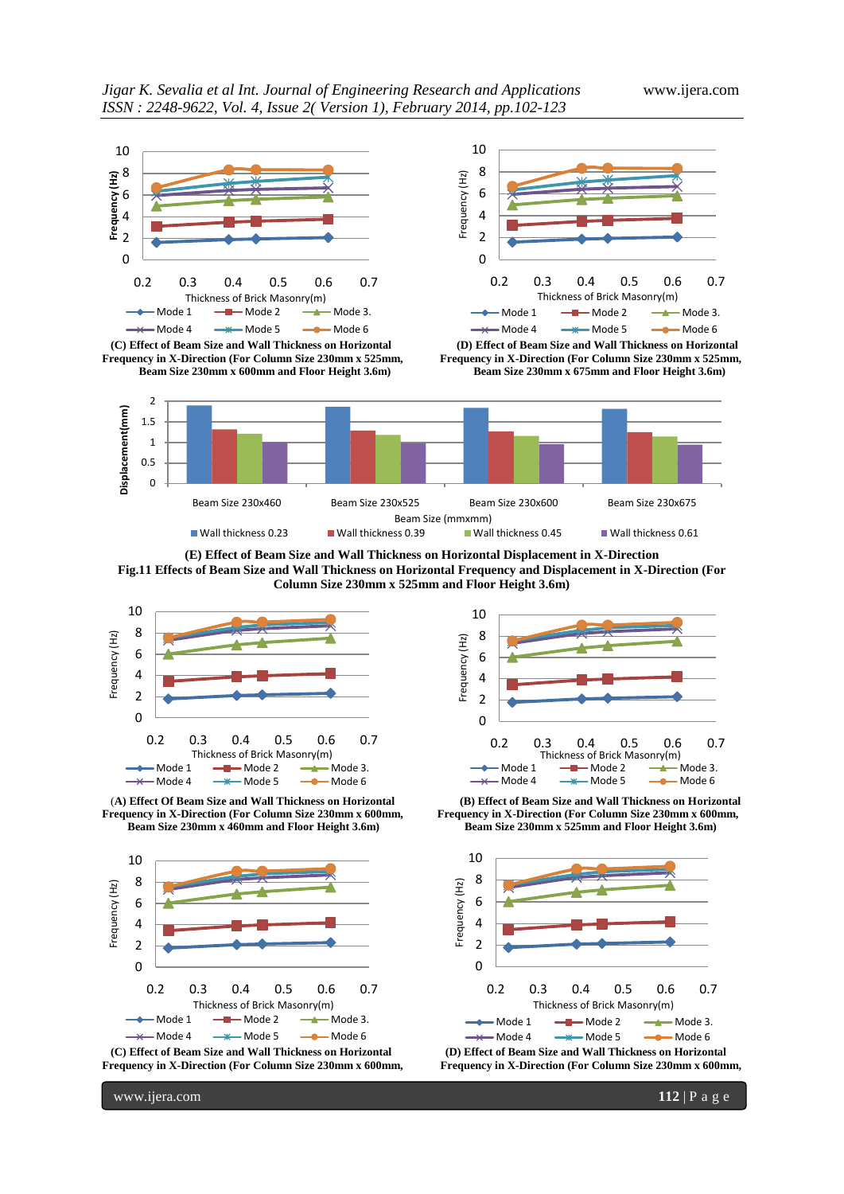10
8
6
4
2
0
Frequency (Hz)
0.2 0.3 0.4 0.5 0.6 0.7
Thickness of Brick Masonry(m)
Mode 1 Mode 2 Mode 3.
Mode 4 Mode 5 Mode 6

**(C) Effect of Beam Size and Wall Thickness on Horizontal Frequency in X-Direction (For Column Size 230mm x 525mm, Beam Size 230mm x 600mm and Floor Height 3.6m)**

10
8
6
4
2
0
Frequency (Hz)
0.2 0.3 0.4 0.5 0.6 0.7
Thickness of Brick Masonry(m)
Mode 1 Mode 2 Mode 3.
Mode 4 Mode 5 Mode 6

**(D) Effect of Beam Size and Wall Thickness on Horizontal Frequency in X-Direction (For Column Size 230mm x 525mm, Beam Size 230mm x 675mm and Floor Height 3.6m)**

2
1.5
1
0.5
0
Displacement(mm)
Beam Size 230x460 Beam Size 230x525 Beam Size 230x600 Beam Size 230x675
Beam Size (mmxmm)
Wall thickness 0.23 Wall thickness 0.39 Wall thickness 0.45 Wall thickness 0.61

**(E) Effect of Beam Size and Wall Thickness on Horizontal Displacement in X-Direction**

**Fig.11 Effects of Beam Size and Wall Thickness on Horizontal Frequency and Displacement in X-Direction (For Column Size 230mm x 525mm and Floor Height 3.6m)**

10
8
6
4
2
0
Frequency (Hz)
0.2 0.3 0.4 0.5 0.6 0.7
Thickness of Brick Masonry(m)
Mode 1 Mode 2 Mode 3.
Mode 4 Mode 5 Mode 6

**(A) Effect Of Beam Size and Wall Thickness on Horizontal Frequency in X-Direction (For Column Size 230mm x 600mm, Beam Size 230mm x 460mm and Floor Height 3.6m)**

10
8
6
4
2
0
Frequency (Hz)
0.2 0.3 0.4 0.5 0.6 0.7
Thickness of Brick Masonry(m)
Mode 1 Mode 2 Mode 3.
Mode 4 Mode 5 Mode 6

**(B) Effect of Beam Size and Wall Thickness on Horizontal Frequency in X-Direction (For Column Size 230mm x 600mm, Beam Size 230mm x 525mm and Floor Height 3.6m)**

10
8
6
4
2
0
Frequency (Hz)
0.2 0.3 0.4 0.5 0.6 0.7
Thickness of Brick Masonry(m)
Mode 1 Mode 2 Mode 3.
Mode 4 Mode 5 Mode 6

**(C) Effect of Beam Size and Wall Thickness on Horizontal Frequency in X-Direction (For Column Size 230mm x 600mm,**

10
8
6
4
2
0
Frequency (Hz)
0.2 0.3 0.4 0.5 0.6 0.7
Thickness of Brick Masonry(m)
Mode 1 Mode 2 Mode 3.
Mode 4 Mode 5 Mode 6

**(D) Effect of Beam Size and Wall Thickness on Horizontal Frequency in X-Direction (For Column Size 230mm x 600mm,**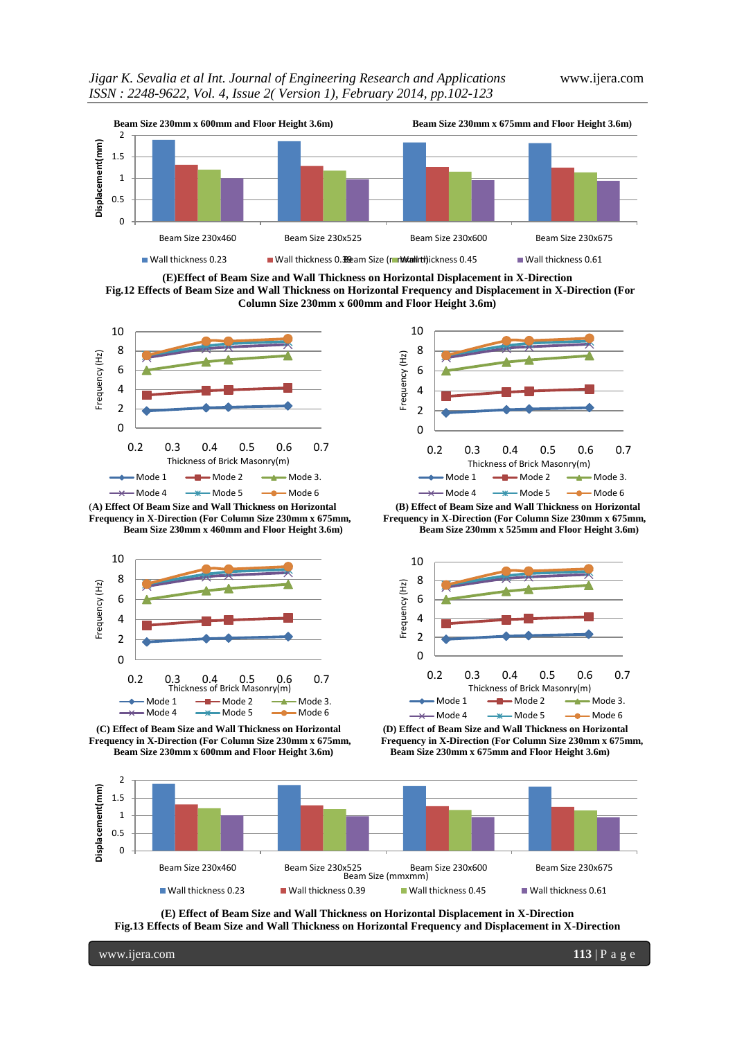Beam Size 230mm x 600mm and Floor Height 3.6m)　　Beam Size 230mm x 675mm and Floor Height 3.6m)

Displacement(mm)
2
1.5
1
0.5
0
Beam Size 230x460　Beam Size 230x525　Beam Size 230x600　Beam Size 230x675
Wall thickness 0.23　Wall thickness 0.39　Beam Size (mmxmm)　Wall thickness 0.45　Wall thickness 0.61

**(E)Effect of Beam Size and Wall Thickness on Horizontal Displacement in X-Direction**

**Fig.12 Effects of Beam Size and Wall Thickness on Horizontal Frequency and Displacement in X-Direction (For Column Size 230mm x 600mm and Floor Height 3.6m)**

Frequency (Hz)
10
8
6
4
2
0
0.2　0.3　0.4　0.5　0.6　0.7
Thickness of Brick Masonry(m)
Mode 1　Mode 2　Mode 3.
Mode 4　Mode 5　Mode 6

**(A) Effect Of Beam Size and Wall Thickness on Horizontal Frequency in X-Direction (For Column Size 230mm x 675mm, Beam Size 230mm x 460mm and Floor Height 3.6m)**

Frequency (Hz)
10
8
6
4
2
0
0.2　0.3　0.4　0.5　0.6　0.7
Thickness of Brick Masonry(m)
Mode 1　Mode 2　Mode 3.
Mode 4　Mode 5　Mode 6

**(B) Effect of Beam Size and Wall Thickness on Horizontal Frequency in X-Direction (For Column Size 230mm x 675mm, Beam Size 230mm x 525mm and Floor Height 3.6m)**

Frequency (Hz)
10
8
6
4
2
0
0.2　0.3　0.4　0.5　0.6　0.7
Thickness of Brick Masonry(m)
Mode 1　Mode 2　Mode 3.
Mode 4　Mode 5　Mode 6

**(C) Effect of Beam Size and Wall Thickness on Horizontal Frequency in X-Direction (For Column Size 230mm x 675mm, Beam Size 230mm x 600mm and Floor Height 3.6m)**

Frequency (Hz)
10
8
6
4
2
0
0.2　0.3　0.4　0.5　0.6　0.7
Thickness of Brick Masonry(m)
Mode 1　Mode 2　Mode 3.
Mode 4　Mode 5　Mode 6

**(D) Effect of Beam Size and Wall Thickness on Horizontal Frequency in X-Direction (For Column Size 230mm x 675mm, Beam Size 230mm x 675mm and Floor Height 3.6m)**

Displacement(mm)
2
1.5
1
0.5
0
Beam Size 230x460　Beam Size 230x525　Beam Size 230x600　Beam Size 230x675
Beam Size (mmxmm)
Wall thickness 0.23　Wall thickness 0.39　Wall thickness 0.45　Wall thickness 0.61

**(E) Effect of Beam Size and Wall Thickness on Horizontal Displacement in X-Direction**

**Fig.13 Effects of Beam Size and Wall Thickness on Horizontal Frequency and Displacement in X-Direction**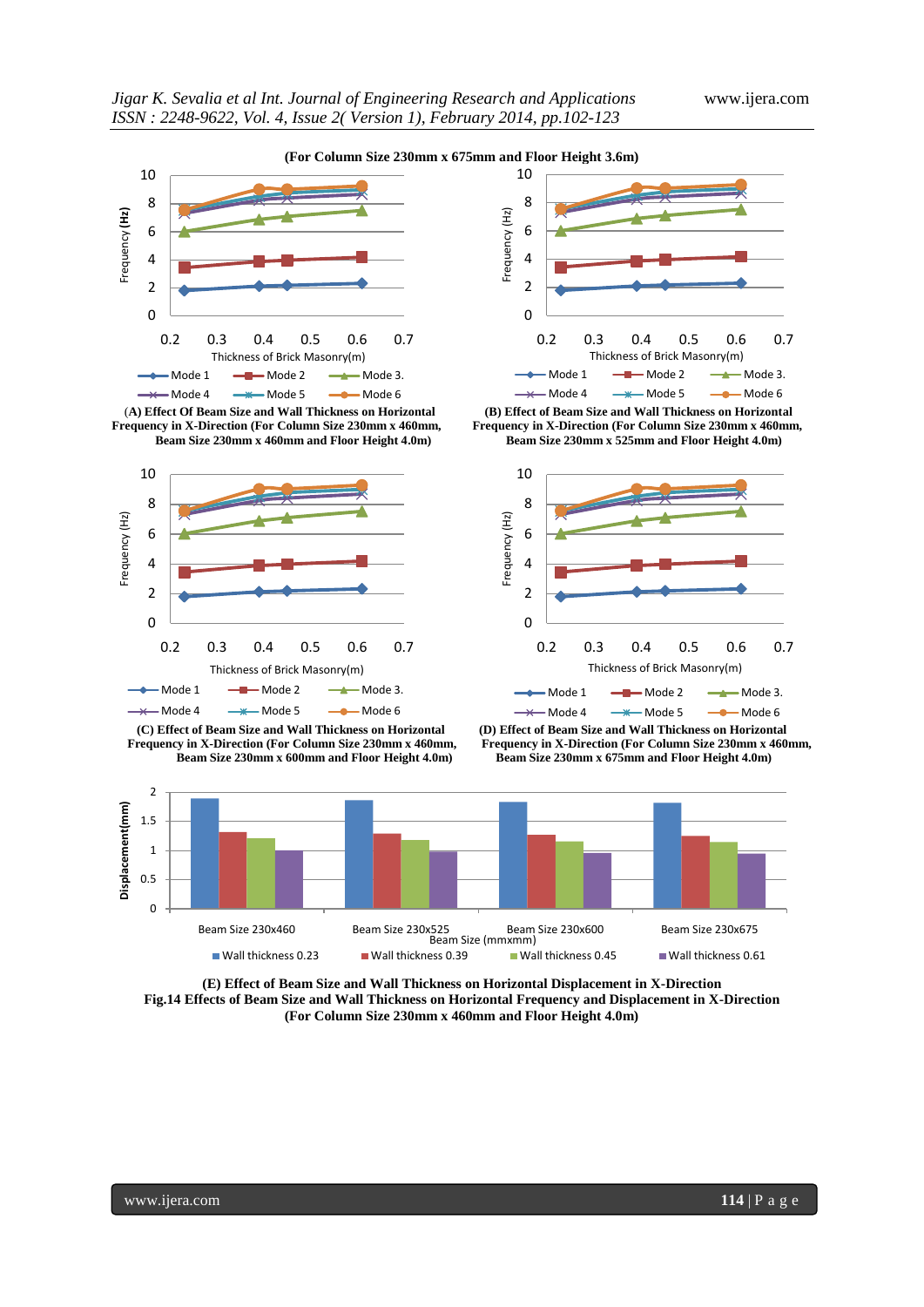**(For Column Size 230mm x 675mm and Floor Height 3.6m)**

Frequency (Hz)
10
8
6
4
2
0
0.2 0.3 0.4 0.5 0.6 0.7
Thickness of Brick Masonry(m)
Mode 1 Mode 2 Mode 3.
Mode 4 Mode 5 Mode 6

**(A) Effect Of Beam Size and Wall Thickness on Horizontal Frequency in X-Direction (For Column Size 230mm x 460mm, Beam Size 230mm x 460mm and Floor Height 4.0m)**

Frequency (Hz)
10
8
6
4
2
0
0.2 0.3 0.4 0.5 0.6 0.7
Thickness of Brick Masonry(m)
Mode 1 Mode 2 Mode 3.
Mode 4 Mode 5 Mode 6

**(B) Effect of Beam Size and Wall Thickness on Horizontal Frequency in X-Direction (For Column Size 230mm x 460mm, Beam Size 230mm x 525mm and Floor Height 4.0m)**

Frequency (Hz)
10
8
6
4
2
0
0.2 0.3 0.4 0.5 0.6 0.7
Thickness of Brick Masonry(m)
Mode 1 Mode 2 Mode 3.
Mode 4 Mode 5 Mode 6

**(C) Effect of Beam Size and Wall Thickness on Horizontal Frequency in X-Direction (For Column Size 230mm x 460mm, Beam Size 230mm x 600mm and Floor Height 4.0m)**

Frequency (Hz)
10
8
6
4
2
0
0.2 0.3 0.4 0.5 0.6 0.7
Thickness of Brick Masonry(m)
Mode 1 Mode 2 Mode 3.
Mode 4 Mode 5 Mode 6

**(D) Effect of Beam Size and Wall Thickness on Horizontal Frequency in X-Direction (For Column Size 230mm x 460mm, Beam Size 230mm x 675mm and Floor Height 4.0m)**

Displacement(mm)
2
1.5
1
0.5
0
Beam Size 230x460 Beam Size 230x525 Beam Size 230x600 Beam Size 230x675
Beam Size (mmxmm)
Wall thickness 0.23 Wall thickness 0.39 Wall thickness 0.45 Wall thickness 0.61

**(E) Effect of Beam Size and Wall Thickness on Horizontal Displacement in X-Direction**
**Fig.14 Effects of Beam Size and Wall Thickness on Horizontal Frequency and Displacement in X-Direction**
**(For Column Size 230mm x 460mm and Floor Height 4.0m)**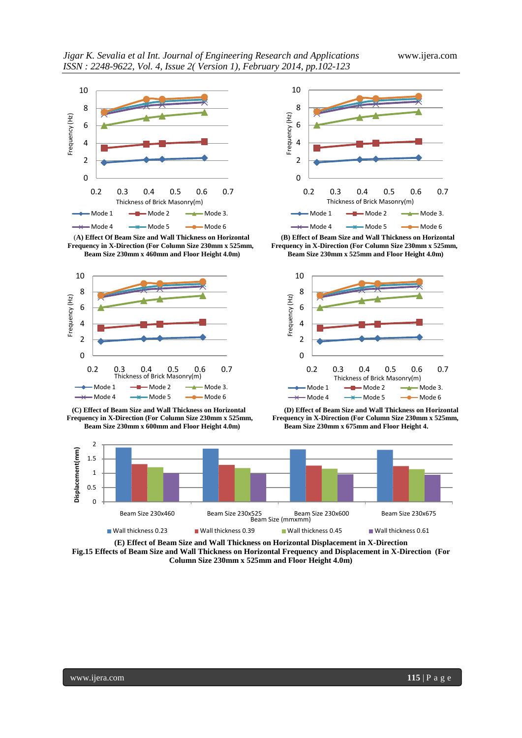10
8
6
4
2
0
Frequency (Hz)
0.2 0.3 0.4 0.5 0.6 0.7
Thickness of Brick Masonry(m)
Mode 1 Mode 2 Mode 3. Mode 4 Mode 5 Mode 6

(A) Effect Of Beam Size and Wall Thickness on Horizontal Frequency in X-Direction (For Column Size 230mm x 525mm, Beam Size 230mm x 460mm and Floor Height 4.0m)

10
8
6
4
2
0
Frequency (Hz)
0.2 0.3 0.4 0.5 0.6 0.7
Thickness of Brick Masonry(m)
Mode 1 Mode 2 Mode 3. Mode 4 Mode 5 Mode 6

(B) Effect of Beam Size and Wall Thickness on Horizontal Frequency in X-Direction (For Column Size 230mm x 525mm, Beam Size 230mm x 525mm and Floor Height 4.0m)

10
8
6
4
2
0
Frequency (Hz)
0.2 0.3 0.4 0.5 0.6 0.7
Thickness of Brick Masonry(m)
Mode 1 Mode 2 Mode 3. Mode 4 Mode 5 Mode 6

(C) Effect of Beam Size and Wall Thickness on Horizontal Frequency in X-Direction (For Column Size 230mm x 525mm, Beam Size 230mm x 600mm and Floor Height 4.0m)

10
8
6
4
2
0
Frequency (Hz)
0.2 0.3 0.4 0.5 0.6 0.7
Thickness of Brick Masonry(m)
Mode 1 Mode 2 Mode 3. Mode 4 Mode 5 Mode 6

(D) Effect of Beam Size and Wall Thickness on Horizontal Frequency in X-Direction (For Column Size 230mm x 525mm, Beam Size 230mm x 675mm and Floor Height 4.

2
1.5
1
0.5
0
Displacement(mm)
Beam Size 230x460 Beam Size 230x525 Beam Size 230x600 Beam Size 230x675
Beam Size (mmxmm)
Wall thickness 0.23 Wall thickness 0.39 Wall thickness 0.45 Wall thickness 0.61

**(E) Effect of Beam Size and Wall Thickness on Horizontal Displacement in X-Direction**

**Fig.15 Effects of Beam Size and Wall Thickness on Horizontal Frequency and Displacement in X-Direction (For Column Size 230mm x 525mm and Floor Height 4.0m)**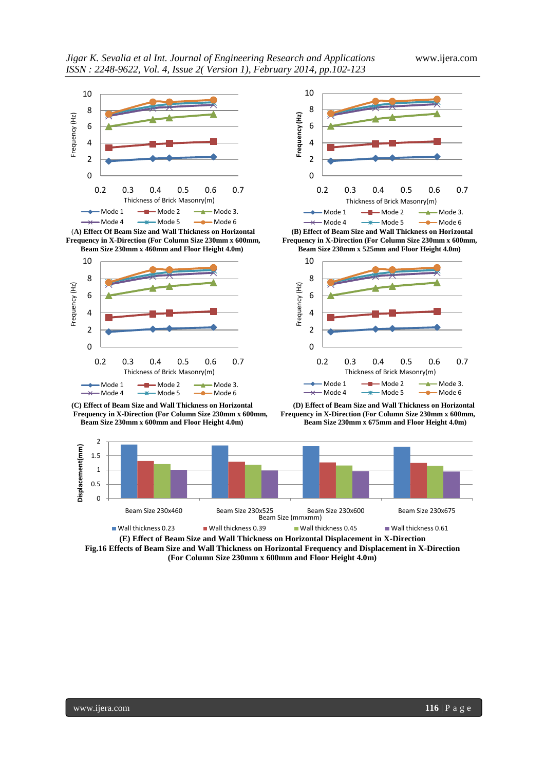10
8
6
4
2
0
Frequency (Hz)
0.2 0.3 0.4 0.5 0.6 0.7
Thickness of Brick Masonry(m)
Mode 1 Mode 2 Mode 3.
Mode 4 Mode 5 Mode 6

(A) Effect Of Beam Size and Wall Thickness on Horizontal Frequency in X-Direction (For Column Size 230mm x 600mm, Beam Size 230mm x 460mm and Floor Height 4.0m)

10
8
6
4
2
0
Frequency (Hz)
0.2 0.3 0.4 0.5 0.6 0.7
Thickness of Brick Masonry(m)
Mode 1 Mode 2 Mode 3.
Mode 4 Mode 5 Mode 6

(B) Effect of Beam Size and Wall Thickness on Horizontal Frequency in X-Direction (For Column Size 230mm x 600mm, Beam Size 230mm x 525mm and Floor Height 4.0m)

10
8
6
4
2
0
Frequency (Hz)
0.2 0.3 0.4 0.5 0.6 0.7
Thickness of Brick Masonry(m)
Mode 1 Mode 2 Mode 3.
Mode 4 Mode 5 Mode 6

(C) Effect of Beam Size and Wall Thickness on Horizontal Frequency in X-Direction (For Column Size 230mm x 600mm, Beam Size 230mm x 600mm and Floor Height 4.0m)

10
8
6
4
2
0
Frequency (Hz)
0.2 0.3 0.4 0.5 0.6 0.7
Thickness of Brick Masonry(m)
Mode 1 Mode 2 Mode 3.
Mode 4 Mode 5 Mode 6

(D) Effect of Beam Size and Wall Thickness on Horizontal Frequency in X-Direction (For Column Size 230mm x 600mm, Beam Size 230mm x 675mm and Floor Height 4.0m)

2
1.5
1
0.5
0
Displacement(mm)
Beam Size 230x460 Beam Size 230x525 Beam Size 230x600 Beam Size 230x675
Beam Size (mmxmm)
Wall thickness 0.23 Wall thickness 0.39 Wall thickness 0.45 Wall thickness 0.61

**(E) Effect of Beam Size and Wall Thickness on Horizontal Displacement in X-Direction**

**Fig.16 Effects of Beam Size and Wall Thickness on Horizontal Frequency and Displacement in X-Direction (For Column Size 230mm x 600mm and Floor Height 4.0m)**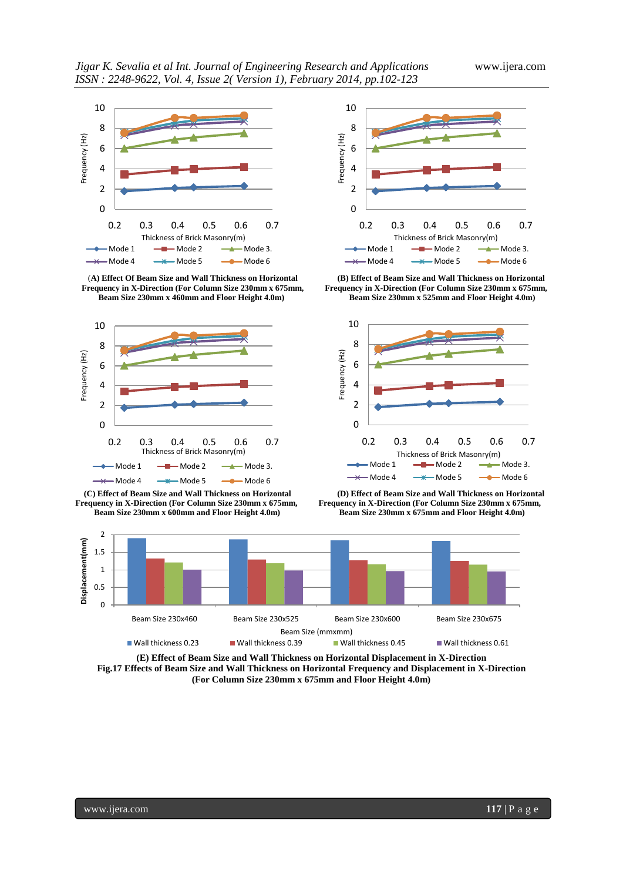10
8
6
4
2
0
Frequency (Hz)
0.2 0.3 0.4 0.5 0.6 0.7
Thickness of Brick Masonry(m)
Mode 1 Mode 2 Mode 3.
Mode 4 Mode 5 Mode 6

**(A) Effect Of Beam Size and Wall Thickness on Horizontal Frequency in X-Direction (For Column Size 230mm x 675mm, Beam Size 230mm x 460mm and Floor Height 4.0m)**

10
8
6
4
2
0
Frequency (Hz)
0.2 0.3 0.4 0.5 0.6 0.7
Thickness of Brick Masonry(m)
Mode 1 Mode 2 Mode 3.
Mode 4 Mode 5 Mode 6

**(B) Effect of Beam Size and Wall Thickness on Horizontal Frequency in X-Direction (For Column Size 230mm x 675mm, Beam Size 230mm x 525mm and Floor Height 4.0m)**

10
8
6
4
2
0
Frequency (Hz)
0.2 0.3 0.4 0.5 0.6 0.7
Thickness of Brick Masonry(m)
Mode 1 Mode 2 Mode 3.
Mode 4 Mode 5 Mode 6

**(C) Effect of Beam Size and Wall Thickness on Horizontal Frequency in X-Direction (For Column Size 230mm x 675mm, Beam Size 230mm x 600mm and Floor Height 4.0m)**

10
8
6
4
2
0
Frequency (Hz)
0.2 0.3 0.4 0.5 0.6 0.7
Thickness of Brick Masonry(m)
Mode 1 Mode 2 Mode 3.
Mode 4 Mode 5 Mode 6

**(D) Effect of Beam Size and Wall Thickness on Horizontal Frequency in X-Direction (For Column Size 230mm x 675mm, Beam Size 230mm x 675mm and Floor Height 4.0m)**

2
1.5
1
0.5
0
Displacement(mm)
Beam Size 230x460 Beam Size 230x525 Beam Size 230x600 Beam Size 230x675
Beam Size (mmxmm)
Wall thickness 0.23 Wall thickness 0.39 Wall thickness 0.45 Wall thickness 0.61

**(E) Effect of Beam Size and Wall Thickness on Horizontal Displacement in X-Direction**

**Fig.17 Effects of Beam Size and Wall Thickness on Horizontal Frequency and Displacement in X-Direction (For Column Size 230mm x 675mm and Floor Height 4.0m)**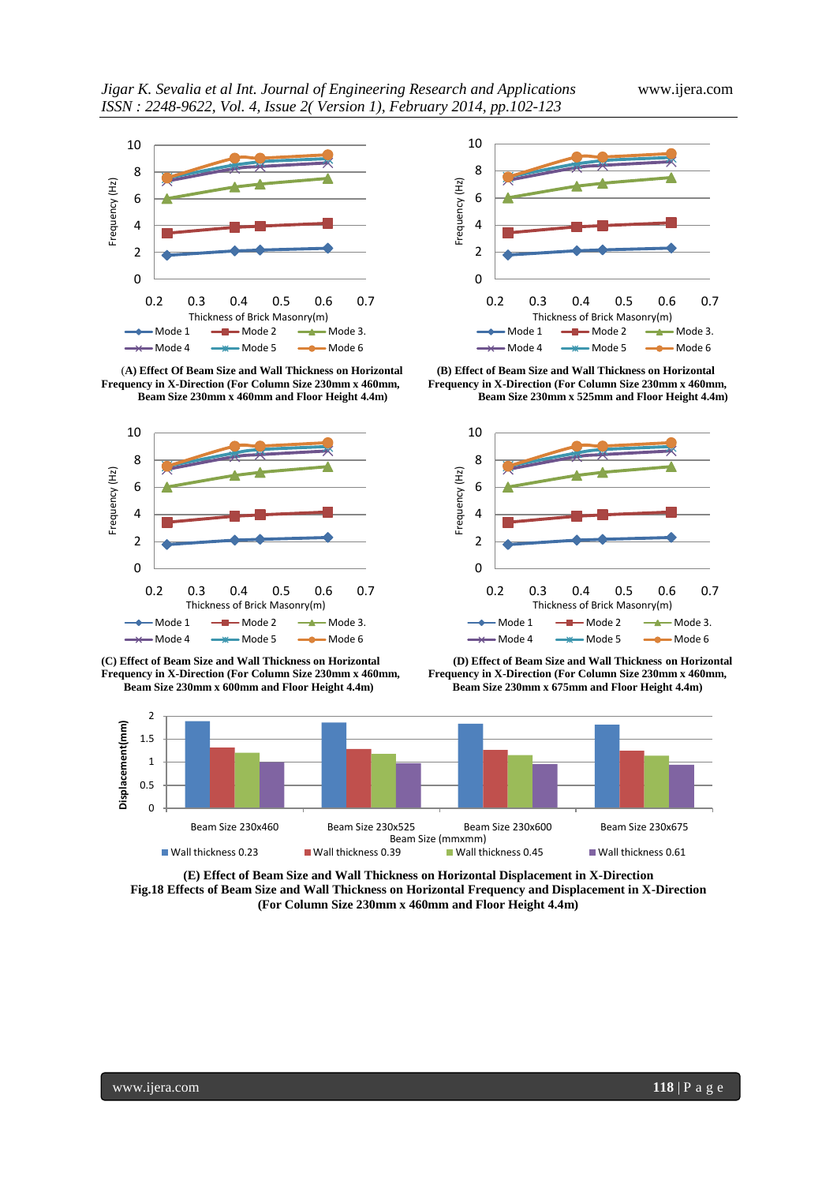10
8
6
4
2
0
Frequency (Hz)
0.2 0.3 0.4 0.5 0.6 0.7
Thickness of Brick Masonry(m)
Mode 1 Mode 2 Mode 3.
Mode 4 Mode 5 Mode 6

**(A) Effect Of Beam Size and Wall Thickness on Horizontal Frequency in X-Direction (For Column Size 230mm x 460mm, Beam Size 230mm x 460mm and Floor Height 4.4m)**

10
8
6
4
2
0
Frequency (Hz)
0.2 0.3 0.4 0.5 0.6 0.7
Thickness of Brick Masonry(m)
Mode 1 Mode 2 Mode 3.
Mode 4 Mode 5 Mode 6

**(B) Effect of Beam Size and Wall Thickness on Horizontal Frequency in X-Direction (For Column Size 230mm x 460mm, Beam Size 230mm x 525mm and Floor Height 4.4m)**

10
8
6
4
2
0
Frequency (Hz)
0.2 0.3 0.4 0.5 0.6 0.7
Thickness of Brick Masonry(m)
Mode 1 Mode 2 Mode 3.
Mode 4 Mode 5 Mode 6

**(C) Effect of Beam Size and Wall Thickness on Horizontal Frequency in X-Direction (For Column Size 230mm x 460mm, Beam Size 230mm x 600mm and Floor Height 4.4m)**

10
8
6
4
2
0
Frequency (Hz)
0.2 0.3 0.4 0.5 0.6 0.7
Thickness of Brick Masonry(m)
Mode 1 Mode 2 Mode 3.
Mode 4 Mode 5 Mode 6

**(D) Effect of Beam Size and Wall Thickness on Horizontal Frequency in X-Direction (For Column Size 230mm x 460mm, Beam Size 230mm x 675mm and Floor Height 4.4m)**

2
1.5
1
0.5
0
Displacement(mm)
Beam Size 230x460 Beam Size 230x525 Beam Size 230x600 Beam Size 230x675
Beam Size (mmxmm)
Wall thickness 0.23 Wall thickness 0.39 Wall thickness 0.45 Wall thickness 0.61

**(E) Effect of Beam Size and Wall Thickness on Horizontal Displacement in X-Direction**
**Fig.18 Effects of Beam Size and Wall Thickness on Horizontal Frequency and Displacement in X-Direction (For Column Size 230mm x 460mm and Floor Height 4.4m)**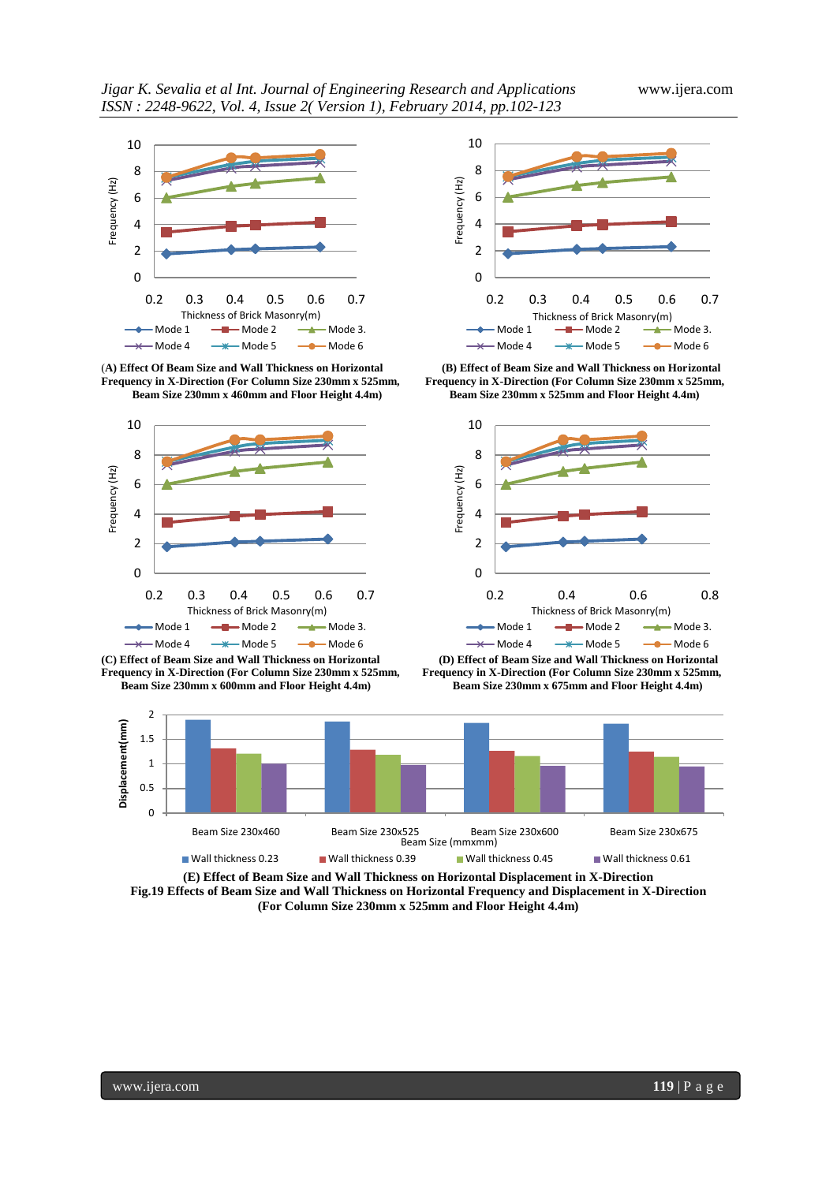10
8
6
4
2
0
Frequency (Hz)
0.2 0.3 0.4 0.5 0.6 0.7
Thickness of Brick Masonry(m)
Mode 1 Mode 2 Mode 3.
Mode 4 Mode 5 Mode 6

(A) Effect Of Beam Size and Wall Thickness on Horizontal Frequency in X-Direction (For Column Size 230mm x 525mm, Beam Size 230mm x 460mm and Floor Height 4.4m)

10
8
6
4
2
0
Frequency (Hz)
0.2 0.3 0.4 0.5 0.6 0.7
Thickness of Brick Masonry(m)
Mode 1 Mode 2 Mode 3.
Mode 4 Mode 5 Mode 6

(B) Effect of Beam Size and Wall Thickness on Horizontal Frequency in X-Direction (For Column Size 230mm x 525mm, Beam Size 230mm x 525mm and Floor Height 4.4m)

10
8
6
4
2
0
Frequency (Hz)
0.2 0.3 0.4 0.5 0.6 0.7
Thickness of Brick Masonry(m)
Mode 1 Mode 2 Mode 3.
Mode 4 Mode 5 Mode 6

(C) Effect of Beam Size and Wall Thickness on Horizontal Frequency in X-Direction (For Column Size 230mm x 525mm, Beam Size 230mm x 600mm and Floor Height 4.4m)

10
8
6
4
2
0
Frequency (Hz)
0.2 0.4 0.6 0.8
Thickness of Brick Masonry(m)
Mode 1 Mode 2 Mode 3.
Mode 4 Mode 5 Mode 6

(D) Effect of Beam Size and Wall Thickness on Horizontal Frequency in X-Direction (For Column Size 230mm x 525mm, Beam Size 230mm x 675mm and Floor Height 4.4m)

2
1.5
1
0.5
0
Displacement(mm)
Beam Size 230x460 Beam Size 230x525 Beam Size 230x600 Beam Size 230x675
Beam Size (mmxmm)
Wall thickness 0.23 Wall thickness 0.39 Wall thickness 0.45 Wall thickness 0.61

**(E) Effect of Beam Size and Wall Thickness on Horizontal Displacement in X-Direction**
**Fig.19 Effects of Beam Size and Wall Thickness on Horizontal Frequency and Displacement in X-Direction (For Column Size 230mm x 525mm and Floor Height 4.4m)**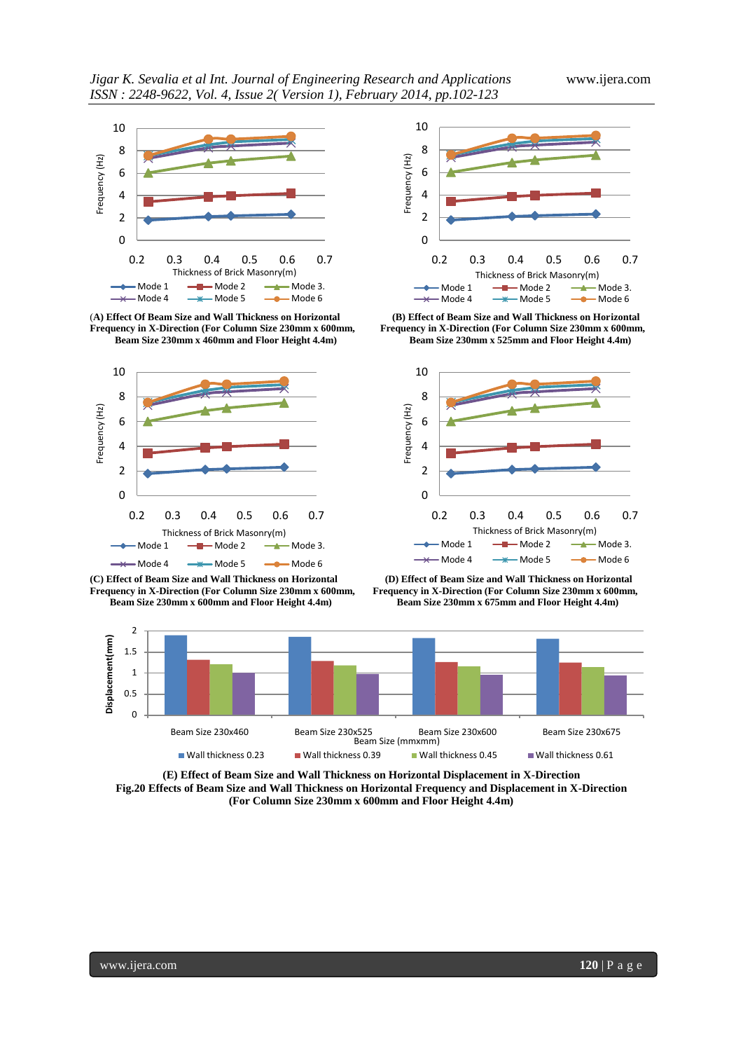10
8
6
4
2
0
Frequency (Hz)
0.2 0.3 0.4 0.5 0.6 0.7
Thickness of Brick Masonry(m)
Mode 1 Mode 2 Mode 3.
Mode 4 Mode 5 Mode 6

**(A) Effect Of Beam Size and Wall Thickness on Horizontal Frequency in X-Direction (For Column Size 230mm x 600mm, Beam Size 230mm x 460mm and Floor Height 4.4m)**

10
8
6
4
2
0
Frequency (Hz)
0.2 0.3 0.4 0.5 0.6 0.7
Thickness of Brick Masonry(m)
Mode 1 Mode 2 Mode 3.
Mode 4 Mode 5 Mode 6

**(B) Effect of Beam Size and Wall Thickness on Horizontal Frequency in X-Direction (For Column Size 230mm x 600mm, Beam Size 230mm x 525mm and Floor Height 4.4m)**

10
8
6
4
2
0
Frequency (Hz)
0.2 0.3 0.4 0.5 0.6 0.7
Thickness of Brick Masonry(m)
Mode 1 Mode 2 Mode 3.
Mode 4 Mode 5 Mode 6

**(C) Effect of Beam Size and Wall Thickness on Horizontal Frequency in X-Direction (For Column Size 230mm x 600mm, Beam Size 230mm x 600mm and Floor Height 4.4m)**

10
8
6
4
2
0
Frequency (Hz)
0.2 0.3 0.4 0.5 0.6 0.7
Thickness of Brick Masonry(m)
Mode 1 Mode 2 Mode 3.
Mode 4 Mode 5 Mode 6

**(D) Effect of Beam Size and Wall Thickness on Horizontal Frequency in X-Direction (For Column Size 230mm x 600mm, Beam Size 230mm x 675mm and Floor Height 4.4m)**

2
1.5
1
0.5
0
Displacement(mm)
Beam Size 230x460 Beam Size 230x525 Beam Size 230x600 Beam Size 230x675
Beam Size (mmxmm)
Wall thickness 0.23 Wall thickness 0.39 Wall thickness 0.45 Wall thickness 0.61

**(E) Effect of Beam Size and Wall Thickness on Horizontal Displacement in X-Direction**
**Fig.20 Effects of Beam Size and Wall Thickness on Horizontal Frequency and Displacement in X-Direction (For Column Size 230mm x 600mm and Floor Height 4.4m)**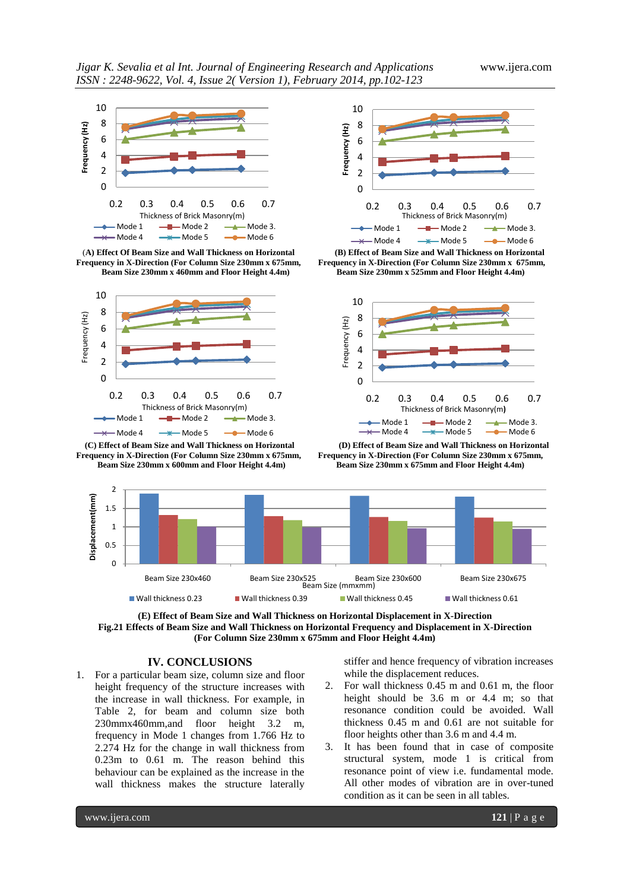10
8
6
4
2
0
0.2 0.3 0.4 0.5 0.6 0.7
Frequency (Hz)
Thickness of Brick Masonry(m)
Mode 1 Mode 2 Mode 3.
Mode 4 Mode 5 Mode 6

**(A) Effect Of Beam Size and Wall Thickness on Horizontal Frequency in X-Direction (For Column Size 230mm x 675mm, Beam Size 230mm x 460mm and Floor Height 4.4m)**

10
8
6
4
2
0
0.2 0.3 0.4 0.5 0.6 0.7
Frequency (Hz)
Thickness of Brick Masonry(m)
Mode 1 Mode 2 Mode 3.
Mode 4 Mode 5 Mode 6

**(B) Effect of Beam Size and Wall Thickness on Horizontal Frequency in X-Direction (For Column Size 230mm x 675mm, Beam Size 230mm x 525mm and Floor Height 4.4m)**

10
8
6
4
2
0
0.2 0.3 0.4 0.5 0.6 0.7
Frequency (Hz)
Thickness of Brick Masonry(m)
Mode 1 Mode 2 Mode 3.
Mode 4 Mode 5 Mode 6

**(C) Effect of Beam Size and Wall Thickness on Horizontal Frequency in X-Direction (For Column Size 230mm x 675mm, Beam Size 230mm x 600mm and Floor Height 4.4m)**

10
8
6
4
2
0
0.2 0.3 0.4 0.5 0.6 0.7
Frequency (Hz)
Thickness of Brick Masonry(m)
Mode 1 Mode 2 Mode 3.
Mode 4 Mode 5 Mode 6

**(D) Effect of Beam Size and Wall Thickness on Horizontal Frequency in X-Direction (For Column Size 230mm x 675mm, Beam Size 230mm x 675mm and Floor Height 4.4m)**

2
1.5
1
0.5
0
Displacement(mm)
Beam Size 230x460 Beam Size 230x525 Beam Size 230x600 Beam Size 230x675
Beam Size (mmxmm)
Wall thickness 0.23 Wall thickness 0.39 Wall thickness 0.45 Wall thickness 0.61

**(E) Effect of Beam Size and Wall Thickness on Horizontal Displacement in X-Direction**

**Fig.21 Effects of Beam Size and Wall Thickness on Horizontal Frequency and Displacement in X-Direction (For Column Size 230mm x 675mm and Floor Height 4.4m)**

## IV. CONCLUSIONS

1. For a particular beam size, column size and floor height frequency of the structure increases with the increase in wall thickness. For example, in Table 2, for beam and column size both 230mmx460mm,and floor height 3.2 m, frequency in Mode 1 changes from 1.766 Hz to 2.274 Hz for the change in wall thickness from 0.23m to 0.61 m. The reason behind this behaviour can be explained as the increase in the wall thickness makes the structure laterally stiffer and hence frequency of vibration increases while the displacement reduces.
2. For wall thickness 0.45 m and 0.61 m, the floor height should be 3.6 m or 4.4 m; so that resonance condition could be avoided. Wall thickness 0.45 m and 0.61 are not suitable for floor heights other than 3.6 m and 4.4 m.
3. It has been found that in case of composite structural system, mode 1 is critical from resonance point of view i.e. fundamental mode. All other modes of vibration are in over-tuned condition as it can be seen in all tables.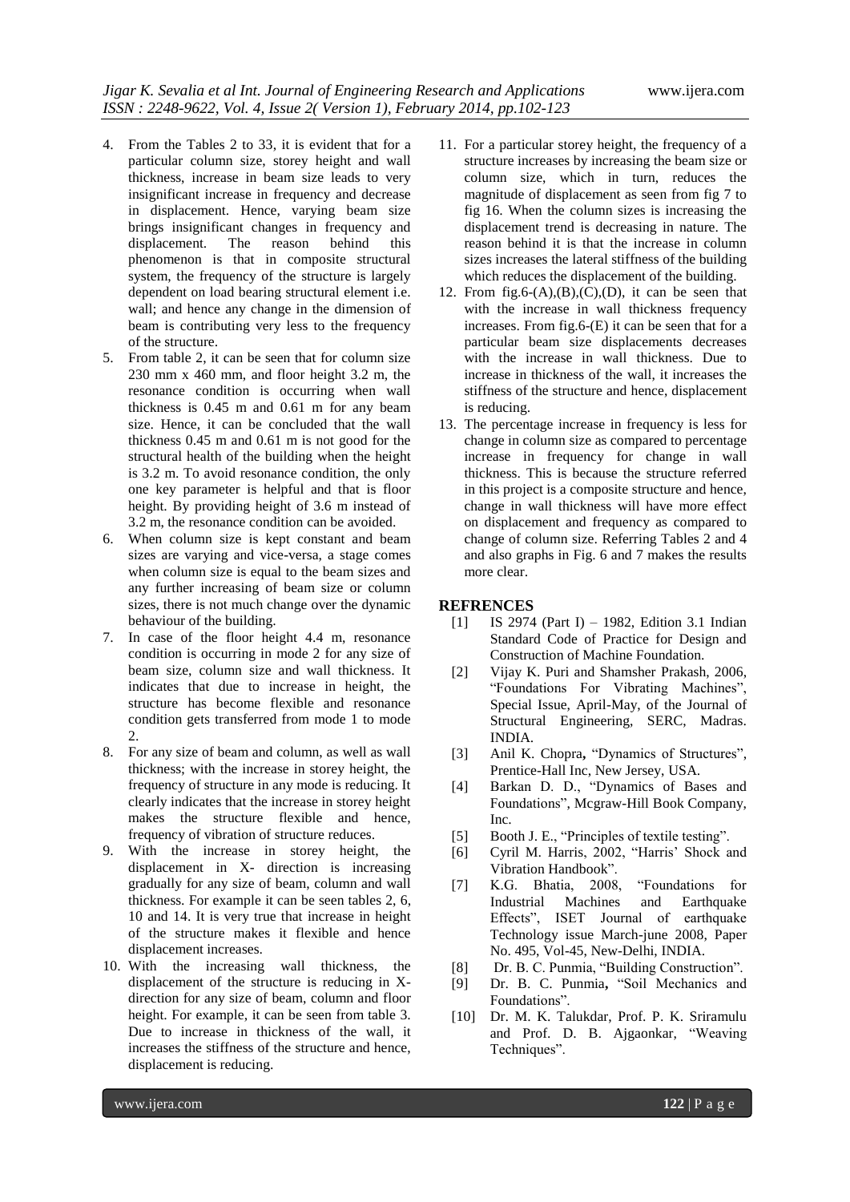4. From the Tables 2 to 33, it is evident that for a particular column size, storey height and wall thickness, increase in beam size leads to very insignificant increase in frequency and decrease in displacement. Hence, varying beam size brings insignificant changes in frequency and displacement. The reason behind this phenomenon is that in composite structural system, the frequency of the structure is largely dependent on load bearing structural element i.e. wall; and hence any change in the dimension of beam is contributing very less to the frequency of the structure.
5. From table 2, it can be seen that for column size 230 mm x 460 mm, and floor height 3.2 m, the resonance condition is occurring when wall thickness is 0.45 m and 0.61 m for any beam size. Hence, it can be concluded that the wall thickness 0.45 m and 0.61 m is not good for the structural health of the building when the height is 3.2 m. To avoid resonance condition, the only one key parameter is helpful and that is floor height. By providing height of 3.6 m instead of 3.2 m, the resonance condition can be avoided.
6. When column size is kept constant and beam sizes are varying and vice-versa, a stage comes when column size is equal to the beam sizes and any further increasing of beam size or column sizes, there is not much change over the dynamic behaviour of the building.
7. In case of the floor height 4.4 m, resonance condition is occurring in mode 2 for any size of beam size, column size and wall thickness. It indicates that due to increase in height, the structure has become flexible and resonance condition gets transferred from mode 1 to mode 2.
8. For any size of beam and column, as well as wall thickness; with the increase in storey height, the frequency of structure in any mode is reducing. It clearly indicates that the increase in storey height makes the structure flexible and hence, frequency of vibration of structure reduces.
9. With the increase in storey height, the displacement in X- direction is increasing gradually for any size of beam, column and wall thickness. For example it can be seen tables 2, 6, 10 and 14. It is very true that increase in height of the structure makes it flexible and hence displacement increases.
10. With the increasing wall thickness, the displacement of the structure is reducing in X-direction for any size of beam, column and floor height. For example, it can be seen from table 3. Due to increase in thickness of the wall, it increases the stiffness of the structure and hence, displacement is reducing.
11. For a particular storey height, the frequency of a structure increases by increasing the beam size or column size, which in turn, reduces the magnitude of displacement as seen from fig 7 to fig 16. When the column sizes is increasing the displacement trend is decreasing in nature. The reason behind it is that the increase in column sizes increases the lateral stiffness of the building which reduces the displacement of the building.
12. From fig.6-(A),(B),(C),(D), it can be seen that with the increase in wall thickness frequency increases. From fig.6-(E) it can be seen that for a particular beam size displacements decreases with the increase in wall thickness. Due to increase in thickness of the wall, it increases the stiffness of the structure and hence, displacement is reducing.
13. The percentage increase in frequency is less for change in column size as compared to percentage increase in frequency for change in wall thickness. This is because the structure referred in this project is a composite structure and hence, change in wall thickness will have more effect on displacement and frequency as compared to change of column size. Referring Tables 2 and 4 and also graphs in Fig. 6 and 7 makes the results more clear.

## REFRENCES

[1] IS 2974 (Part I) – 1982, Edition 3.1 Indian Standard Code of Practice for Design and Construction of Machine Foundation.

[2] Vijay K. Puri and Shamsher Prakash, 2006, "Foundations For Vibrating Machines", Special Issue, April-May, of the Journal of Structural Engineering, SERC, Madras. INDIA.

[3] Anil K. Chopra**,** "Dynamics of Structures", Prentice-Hall Inc, New Jersey, USA.

[4] Barkan D. D., "Dynamics of Bases and Foundations", Mcgraw-Hill Book Company, Inc.

[5] Booth J. E., "Principles of textile testing".

[6] Cyril M. Harris, 2002, "Harris' Shock and Vibration Handbook".

[7] K.G. Bhatia, 2008, "Foundations for Industrial Machines and Earthquake Effects", ISET Journal of earthquake Technology issue March-june 2008, Paper No. 495, Vol-45, New-Delhi, INDIA.

[8] Dr. B. C. Punmia, "Building Construction".

[9] Dr. B. C. Punmia**,** "Soil Mechanics and Foundations".

[10] Dr. M. K. Talukdar, Prof. P. K. Sriramulu and Prof. D. B. Ajgaonkar, "Weaving Techniques".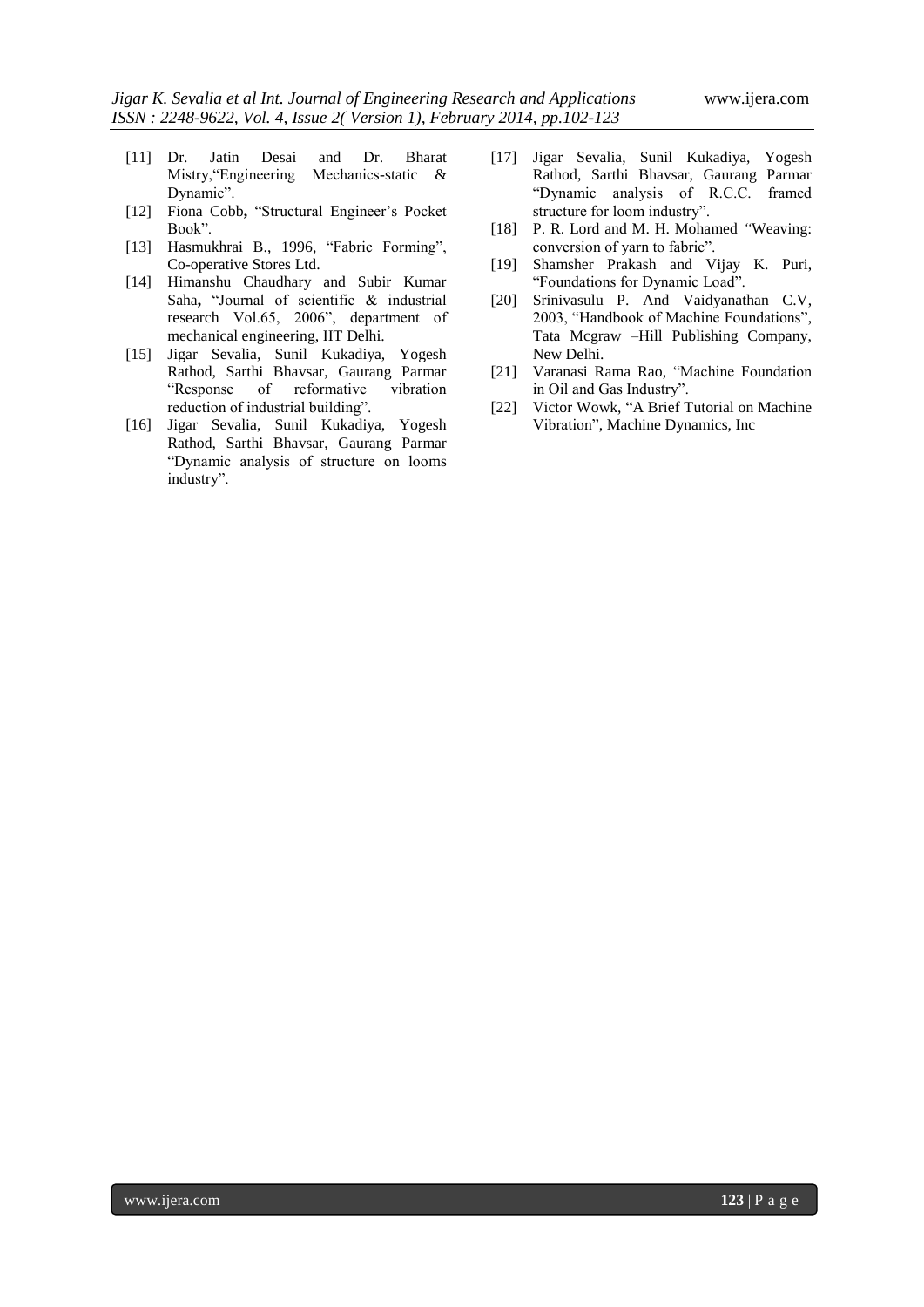[11] Dr. Jatin Desai and Dr. Bharat Mistry,"Engineering Mechanics-static & Dynamic".

[12] Fiona Cobb**,** "Structural Engineer's Pocket Book".

[13] Hasmukhrai B., 1996, "Fabric Forming", Co-operative Stores Ltd.

[14] Himanshu Chaudhary and Subir Kumar Saha**,** "Journal of scientific & industrial research Vol.65, 2006", department of mechanical engineering, IIT Delhi.

[15] Jigar Sevalia, Sunil Kukadiya, Yogesh Rathod, Sarthi Bhavsar, Gaurang Parmar "Response of reformative vibration reduction of industrial building".

[16] Jigar Sevalia, Sunil Kukadiya, Yogesh Rathod, Sarthi Bhavsar, Gaurang Parmar "Dynamic analysis of structure on looms industry".

[17] Jigar Sevalia, Sunil Kukadiya, Yogesh Rathod, Sarthi Bhavsar, Gaurang Parmar "Dynamic analysis of R.C.C. framed structure for loom industry".

[18] P. R. Lord and M. H. Mohamed *"*Weaving: conversion of yarn to fabric".

[19] Shamsher Prakash and Vijay K. Puri, "Foundations for Dynamic Load".

[20] Srinivasulu P. And Vaidyanathan C.V, 2003, "Handbook of Machine Foundations", Tata Mcgraw –Hill Publishing Company, New Delhi.

[21] Varanasi Rama Rao, "Machine Foundation in Oil and Gas Industry".

[22] Victor Wowk, "A Brief Tutorial on Machine Vibration", Machine Dynamics, Inc